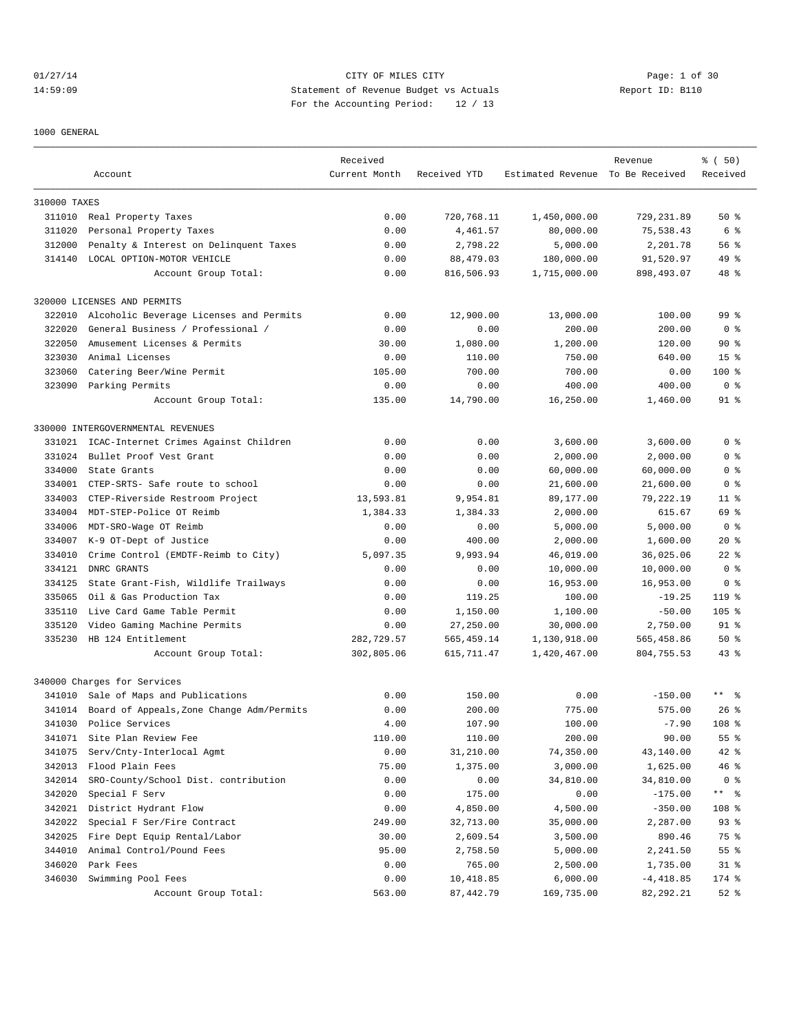CITY OF MILES CITY
Statement of Revenue Budget vs Actuals
For the Accounting Period: 12 / 13

Report ID: B110

01/27/14
14:59:09

1000 GENERAL

| Account | | Received Current Month | Received YTD | Estimated Revenue | Revenue To Be Received | % ( 50) Received |
|---|---|---|---|---|---|---|
| 310000 TAXES | | | | | | |
| 311010 | Real Property Taxes | 0.00 | 720,768.11 | 1,450,000.00 | 729,231.89 | 50 % |
| 311020 | Personal Property Taxes | 0.00 | 4,461.57 | 80,000.00 | 75,538.43 | 6 % |
| 312000 | Penalty & Interest on Delinquent Taxes | 0.00 | 2,798.22 | 5,000.00 | 2,201.78 | 56 % |
| 314140 | LOCAL OPTION-MOTOR VEHICLE | 0.00 | 88,479.03 | 180,000.00 | 91,520.97 | 49 % |
| | Account Group Total: | 0.00 | 816,506.93 | 1,715,000.00 | 898,493.07 | 48 % |
| 320000 LICENSES AND PERMITS | | | | | | |
| 322010 | Alcoholic Beverage Licenses and Permits | 0.00 | 12,900.00 | 13,000.00 | 100.00 | 99 % |
| 322020 | General Business / Professional / | 0.00 | 0.00 | 200.00 | 200.00 | 0 % |
| 322050 | Amusement Licenses & Permits | 30.00 | 1,080.00 | 1,200.00 | 120.00 | 90 % |
| 323030 | Animal Licenses | 0.00 | 110.00 | 750.00 | 640.00 | 15 % |
| 323060 | Catering Beer/Wine Permit | 105.00 | 700.00 | 700.00 | 0.00 | 100 % |
| 323090 | Parking Permits | 0.00 | 0.00 | 400.00 | 400.00 | 0 % |
| | Account Group Total: | 135.00 | 14,790.00 | 16,250.00 | 1,460.00 | 91 % |
| 330000 INTERGOVERNMENTAL REVENUES | | | | | | |
| 331021 | ICAC-Internet Crimes Against Children | 0.00 | 0.00 | 3,600.00 | 3,600.00 | 0 % |
| 331024 | Bullet Proof Vest Grant | 0.00 | 0.00 | 2,000.00 | 2,000.00 | 0 % |
| 334000 | State Grants | 0.00 | 0.00 | 60,000.00 | 60,000.00 | 0 % |
| 334001 | CTEP-SRTS- Safe route to school | 0.00 | 0.00 | 21,600.00 | 21,600.00 | 0 % |
| 334003 | CTEP-Riverside Restroom Project | 13,593.81 | 9,954.81 | 89,177.00 | 79,222.19 | 11 % |
| 334004 | MDT-STEP-Police OT Reimb | 1,384.33 | 1,384.33 | 2,000.00 | 615.67 | 69 % |
| 334006 | MDT-SRO-Wage OT Reimb | 0.00 | 0.00 | 5,000.00 | 5,000.00 | 0 % |
| 334007 | K-9 OT-Dept of Justice | 0.00 | 400.00 | 2,000.00 | 1,600.00 | 20 % |
| 334010 | Crime Control (EMDTF-Reimb to City) | 5,097.35 | 9,993.94 | 46,019.00 | 36,025.06 | 22 % |
| 334121 | DNRC GRANTS | 0.00 | 0.00 | 10,000.00 | 10,000.00 | 0 % |
| 334125 | State Grant-Fish, Wildlife Trailways | 0.00 | 0.00 | 16,953.00 | 16,953.00 | 0 % |
| 335065 | Oil & Gas Production Tax | 0.00 | 119.25 | 100.00 | -19.25 | 119 % |
| 335110 | Live Card Game Table Permit | 0.00 | 1,150.00 | 1,100.00 | -50.00 | 105 % |
| 335120 | Video Gaming Machine Permits | 0.00 | 27,250.00 | 30,000.00 | 2,750.00 | 91 % |
| 335230 | HB 124 Entitlement | 282,729.57 | 565,459.14 | 1,130,918.00 | 565,458.86 | 50 % |
| | Account Group Total: | 302,805.06 | 615,711.47 | 1,420,467.00 | 804,755.53 | 43 % |
| 340000 Charges for Services | | | | | | |
| 341010 | Sale of Maps and Publications | 0.00 | 150.00 | 0.00 | -150.00 | ** % |
| 341014 | Board of Appeals,Zone Change Adm/Permits | 0.00 | 200.00 | 775.00 | 575.00 | 26 % |
| 341030 | Police Services | 4.00 | 107.90 | 100.00 | -7.90 | 108 % |
| 341071 | Site Plan Review Fee | 110.00 | 110.00 | 200.00 | 90.00 | 55 % |
| 341075 | Serv/Cnty-Interlocal Agmt | 0.00 | 31,210.00 | 74,350.00 | 43,140.00 | 42 % |
| 342013 | Flood Plain Fees | 75.00 | 1,375.00 | 3,000.00 | 1,625.00 | 46 % |
| 342014 | SRO-County/School Dist. contribution | 0.00 | 0.00 | 34,810.00 | 34,810.00 | 0 % |
| 342020 | Special F Serv | 0.00 | 175.00 | 0.00 | -175.00 | ** % |
| 342021 | District Hydrant Flow | 0.00 | 4,850.00 | 4,500.00 | -350.00 | 108 % |
| 342022 | Special F Ser/Fire Contract | 249.00 | 32,713.00 | 35,000.00 | 2,287.00 | 93 % |
| 342025 | Fire Dept Equip Rental/Labor | 30.00 | 2,609.54 | 3,500.00 | 890.46 | 75 % |
| 344010 | Animal Control/Pound Fees | 95.00 | 2,758.50 | 5,000.00 | 2,241.50 | 55 % |
| 346020 | Park Fees | 0.00 | 765.00 | 2,500.00 | 1,735.00 | 31 % |
| 346030 | Swimming Pool Fees | 0.00 | 10,418.85 | 6,000.00 | -4,418.85 | 174 % |
| | Account Group Total: | 563.00 | 87,442.79 | 169,735.00 | 82,292.21 | 52 % |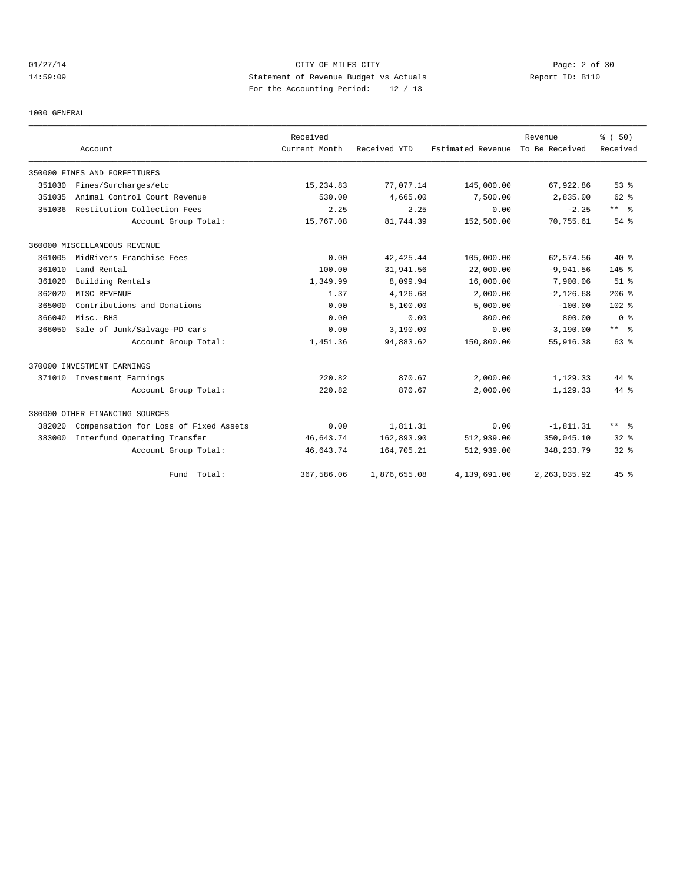CITY OF MILES CITY
Statement of Revenue Budget vs Actuals
For the Accounting Period: 12 / 13

01/27/14
14:59:09

Report ID: B110

1000 GENERAL

| | Account | Received Current Month | Received YTD | Estimated Revenue | Revenue To Be Received | % ( 50) Received |
|---|---|---|---|---|---|---|
| 350000 FINES AND FORFEITURES | | | | | | |
| 351030 | Fines/Surcharges/etc | 15,234.83 | 77,077.14 | 145,000.00 | 67,922.86 | 53 % |
| 351035 | Animal Control Court Revenue | 530.00 | 4,665.00 | 7,500.00 | 2,835.00 | 62 % |
| 351036 | Restitution Collection Fees | 2.25 | 2.25 | 0.00 | -2.25 | ** % |
| | Account Group Total: | 15,767.08 | 81,744.39 | 152,500.00 | 70,755.61 | 54 % |
| 360000 MISCELLANEOUS REVENUE | | | | | | |
| 361005 | MidRivers Franchise Fees | 0.00 | 42,425.44 | 105,000.00 | 62,574.56 | 40 % |
| 361010 | Land Rental | 100.00 | 31,941.56 | 22,000.00 | -9,941.56 | 145 % |
| 361020 | Building Rentals | 1,349.99 | 8,099.94 | 16,000.00 | 7,900.06 | 51 % |
| 362020 | MISC REVENUE | 1.37 | 4,126.68 | 2,000.00 | -2,126.68 | 206 % |
| 365000 | Contributions and Donations | 0.00 | 5,100.00 | 5,000.00 | -100.00 | 102 % |
| 366040 | Misc.-BHS | 0.00 | 0.00 | 800.00 | 800.00 | 0 % |
| 366050 | Sale of Junk/Salvage-PD cars | 0.00 | 3,190.00 | 0.00 | -3,190.00 | ** % |
| | Account Group Total: | 1,451.36 | 94,883.62 | 150,800.00 | 55,916.38 | 63 % |
| 370000 INVESTMENT EARNINGS | | | | | | |
| 371010 | Investment Earnings | 220.82 | 870.67 | 2,000.00 | 1,129.33 | 44 % |
| | Account Group Total: | 220.82 | 870.67 | 2,000.00 | 1,129.33 | 44 % |
| 380000 OTHER FINANCING SOURCES | | | | | | |
| 382020 | Compensation for Loss of Fixed Assets | 0.00 | 1,811.31 | 0.00 | -1,811.31 | ** % |
| 383000 | Interfund Operating Transfer | 46,643.74 | 162,893.90 | 512,939.00 | 350,045.10 | 32 % |
| | Account Group Total: | 46,643.74 | 164,705.21 | 512,939.00 | 348,233.79 | 32 % |
| | Fund Total: | 367,586.06 | 1,876,655.08 | 4,139,691.00 | 2,263,035.92 | 45 % |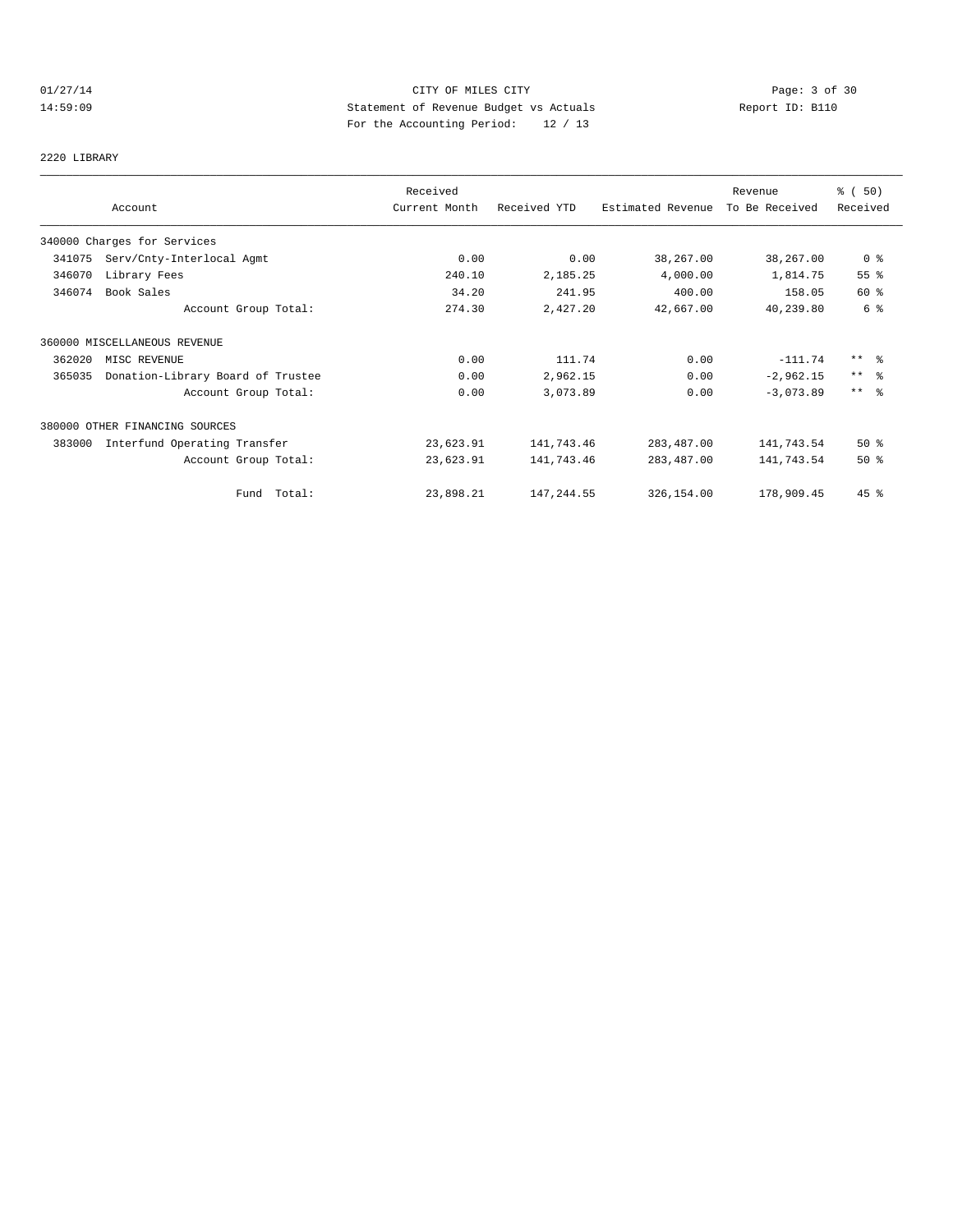CITY OF MILES CITY
Statement of Revenue Budget vs Actuals
For the Accounting Period: 12 / 13

01/27/14
14:59:09

Report ID: B110

2220 LIBRARY

| Account | Received Current Month | Received YTD | Estimated Revenue | Revenue To Be Received | % ( 50) Received |
|---|---|---|---|---|---|
| 340000 Charges for Services | | | | | |
| 341075 Serv/Cnty-Interlocal Agmt | 0.00 | 0.00 | 38,267.00 | 38,267.00 | 0 % |
| 346070 Library Fees | 240.10 | 2,185.25 | 4,000.00 | 1,814.75 | 55 % |
| 346074 Book Sales | 34.20 | 241.95 | 400.00 | 158.05 | 60 % |
| Account Group Total: | 274.30 | 2,427.20 | 42,667.00 | 40,239.80 | 6 % |
| 360000 MISCELLANEOUS REVENUE | | | | | |
| 362020 MISC REVENUE | 0.00 | 111.74 | 0.00 | -111.74 | ** % |
| 365035 Donation-Library Board of Trustee | 0.00 | 2,962.15 | 0.00 | -2,962.15 | ** % |
| Account Group Total: | 0.00 | 3,073.89 | 0.00 | -3,073.89 | ** % |
| 380000 OTHER FINANCING SOURCES | | | | | |
| 383000 Interfund Operating Transfer | 23,623.91 | 141,743.46 | 283,487.00 | 141,743.54 | 50 % |
| Account Group Total: | 23,623.91 | 141,743.46 | 283,487.00 | 141,743.54 | 50 % |
| Fund Total: | 23,898.21 | 147,244.55 | 326,154.00 | 178,909.45 | 45 % |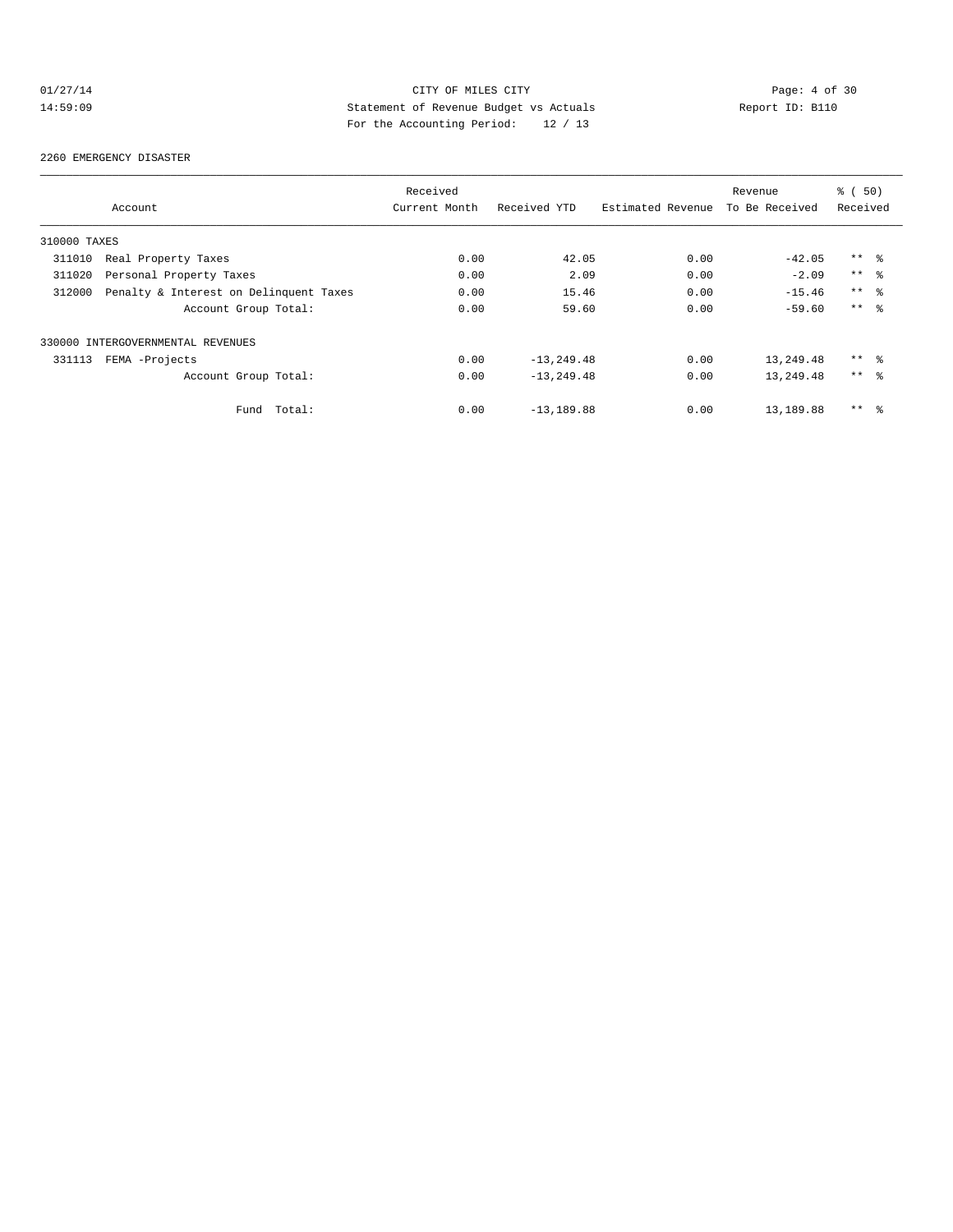CITY OF MILES CITY
Statement of Revenue Budget vs Actuals
For the Accounting Period: 12 / 13

01/27/14
14:59:09

Report ID: B110

2260 EMERGENCY DISASTER

| Account | Received Current Month | Received YTD | Estimated Revenue | Revenue To Be Received | % ( 50) Received |
|---|---|---|---|---|---|
| 310000 TAXES | | | | | |
| 311010 Real Property Taxes | 0.00 | 42.05 | 0.00 | -42.05 | ** % |
| 311020 Personal Property Taxes | 0.00 | 2.09 | 0.00 | -2.09 | ** % |
| 312000 Penalty & Interest on Delinquent Taxes | 0.00 | 15.46 | 0.00 | -15.46 | ** % |
| Account Group Total: | 0.00 | 59.60 | 0.00 | -59.60 | ** % |
| 330000 INTERGOVERNMENTAL REVENUES | | | | | |
| 331113 FEMA -Projects | 0.00 | -13,249.48 | 0.00 | 13,249.48 | ** % |
| Account Group Total: | 0.00 | -13,249.48 | 0.00 | 13,249.48 | ** % |
| Fund Total: | 0.00 | -13,189.88 | 0.00 | 13,189.88 | ** % |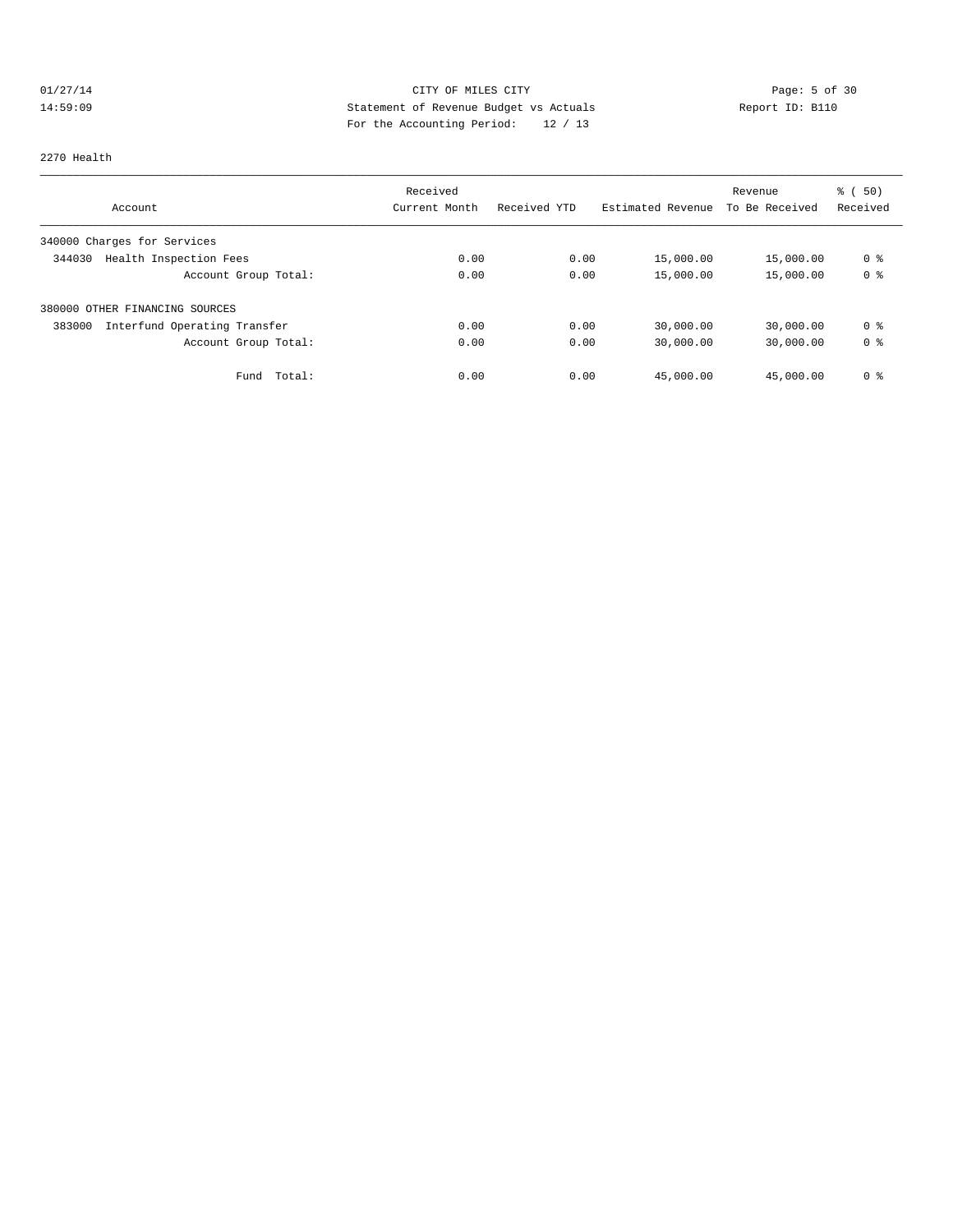CITY OF MILES CITY
Statement of Revenue Budget vs Actuals
For the Accounting Period: 12 / 13

01/27/14
14:59:09

Report ID: B110

2270 Health

| Account | Received Current Month | Received YTD | Estimated Revenue | Revenue To Be Received | % ( 50) Received |
|---|---|---|---|---|---|
| 340000 Charges for Services | | | | | |
| 344030 Health Inspection Fees | 0.00 | 0.00 | 15,000.00 | 15,000.00 | 0 % |
| Account Group Total: | 0.00 | 0.00 | 15,000.00 | 15,000.00 | 0 % |
| 380000 OTHER FINANCING SOURCES | | | | | |
| 383000 Interfund Operating Transfer | 0.00 | 0.00 | 30,000.00 | 30,000.00 | 0 % |
| Account Group Total: | 0.00 | 0.00 | 30,000.00 | 30,000.00 | 0 % |
| Fund Total: | 0.00 | 0.00 | 45,000.00 | 45,000.00 | 0 % |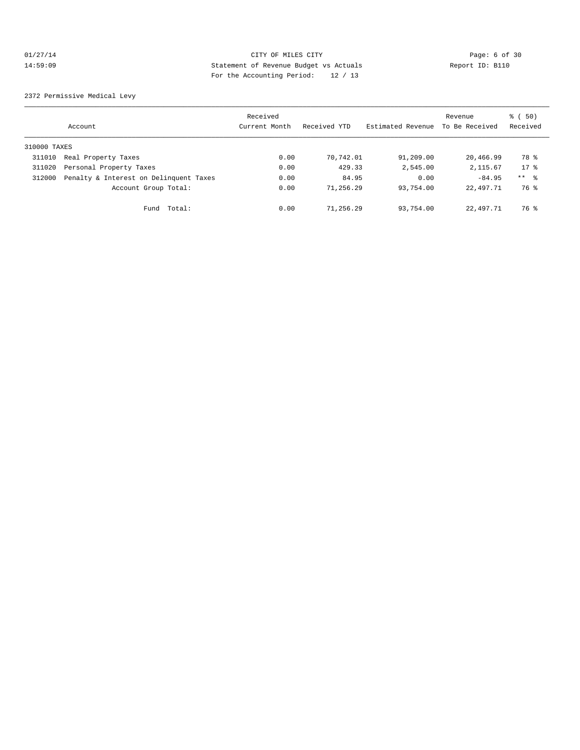CITY OF MILES CITY
Statement of Revenue Budget vs Actuals
For the Accounting Period: 12 / 13

01/27/14
14:59:09

Report ID: B110

2372 Permissive Medical Levy

| Account | | Received Current Month | Received YTD | Estimated Revenue | Revenue To Be Received | % ( 50) Received |
|---|---|---|---|---|---|---|
| 310000 TAXES | | | | | | |
| 311010 | Real Property Taxes | 0.00 | 70,742.01 | 91,209.00 | 20,466.99 | 78 % |
| 311020 | Personal Property Taxes | 0.00 | 429.33 | 2,545.00 | 2,115.67 | 17 % |
| 312000 | Penalty & Interest on Delinquent Taxes | 0.00 | 84.95 | 0.00 | -84.95 | ** % |
| | Account Group Total: | 0.00 | 71,256.29 | 93,754.00 | 22,497.71 | 76 % |
| | Fund Total: | 0.00 | 71,256.29 | 93,754.00 | 22,497.71 | 76 % |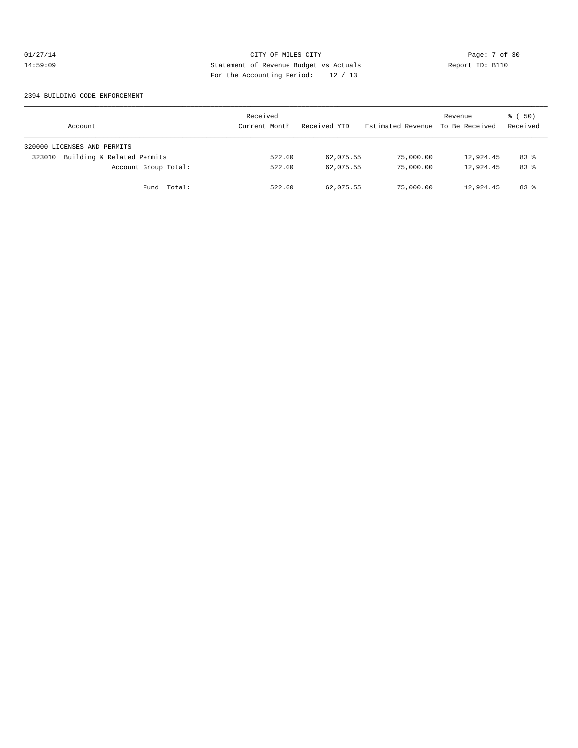CITY OF MILES CITY
Statement of Revenue Budget vs Actuals
For the Accounting Period: 12 / 13

01/27/14
14:59:09

Report ID: B110

2394 BUILDING CODE ENFORCEMENT

| Account | Received Current Month | Received YTD | Estimated Revenue | Revenue To Be Received | % ( 50) Received |
|---|---|---|---|---|---|
| 320000 LICENSES AND PERMITS | | | | | |
| 323010 Building & Related Permits | 522.00 | 62,075.55 | 75,000.00 | 12,924.45 | 83 % |
| Account Group Total: | 522.00 | 62,075.55 | 75,000.00 | 12,924.45 | 83 % |
| Fund Total: | 522.00 | 62,075.55 | 75,000.00 | 12,924.45 | 83 % |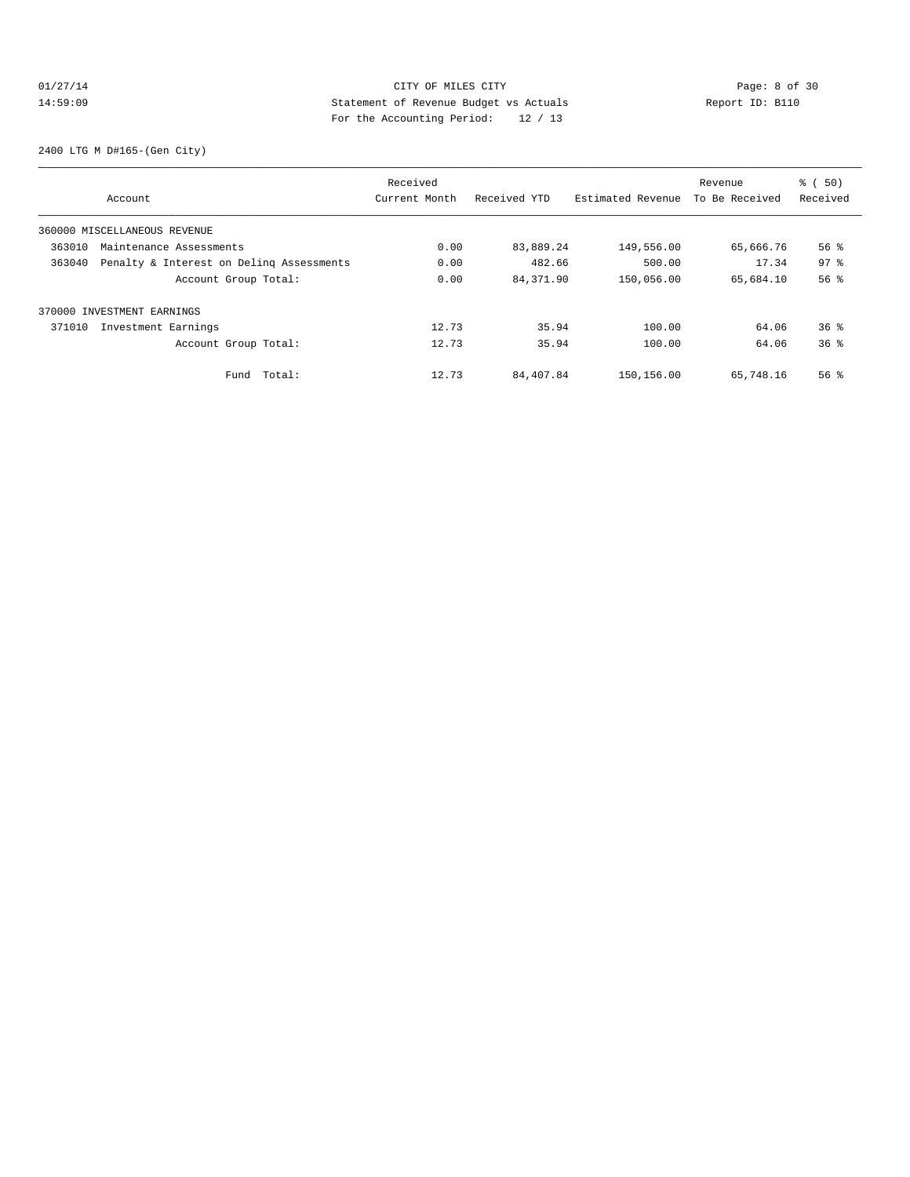CITY OF MILES CITY
Statement of Revenue Budget vs Actuals
For the Accounting Period: 12 / 13

01/27/14
14:59:09

Report ID: B110

2400 LTG M D#165-(Gen City)

| Account | Received Current Month | Received YTD | Estimated Revenue | Revenue To Be Received | % ( 50) Received |
|---|---|---|---|---|---|
| 360000 MISCELLANEOUS REVENUE | | | | | |
| 363010 Maintenance Assessments | 0.00 | 83,889.24 | 149,556.00 | 65,666.76 | 56 % |
| 363040 Penalty & Interest on Delinq Assessments | 0.00 | 482.66 | 500.00 | 17.34 | 97 % |
| Account Group Total: | 0.00 | 84,371.90 | 150,056.00 | 65,684.10 | 56 % |
| 370000 INVESTMENT EARNINGS | | | | | |
| 371010 Investment Earnings | 12.73 | 35.94 | 100.00 | 64.06 | 36 % |
| Account Group Total: | 12.73 | 35.94 | 100.00 | 64.06 | 36 % |
| Fund Total: | 12.73 | 84,407.84 | 150,156.00 | 65,748.16 | 56 % |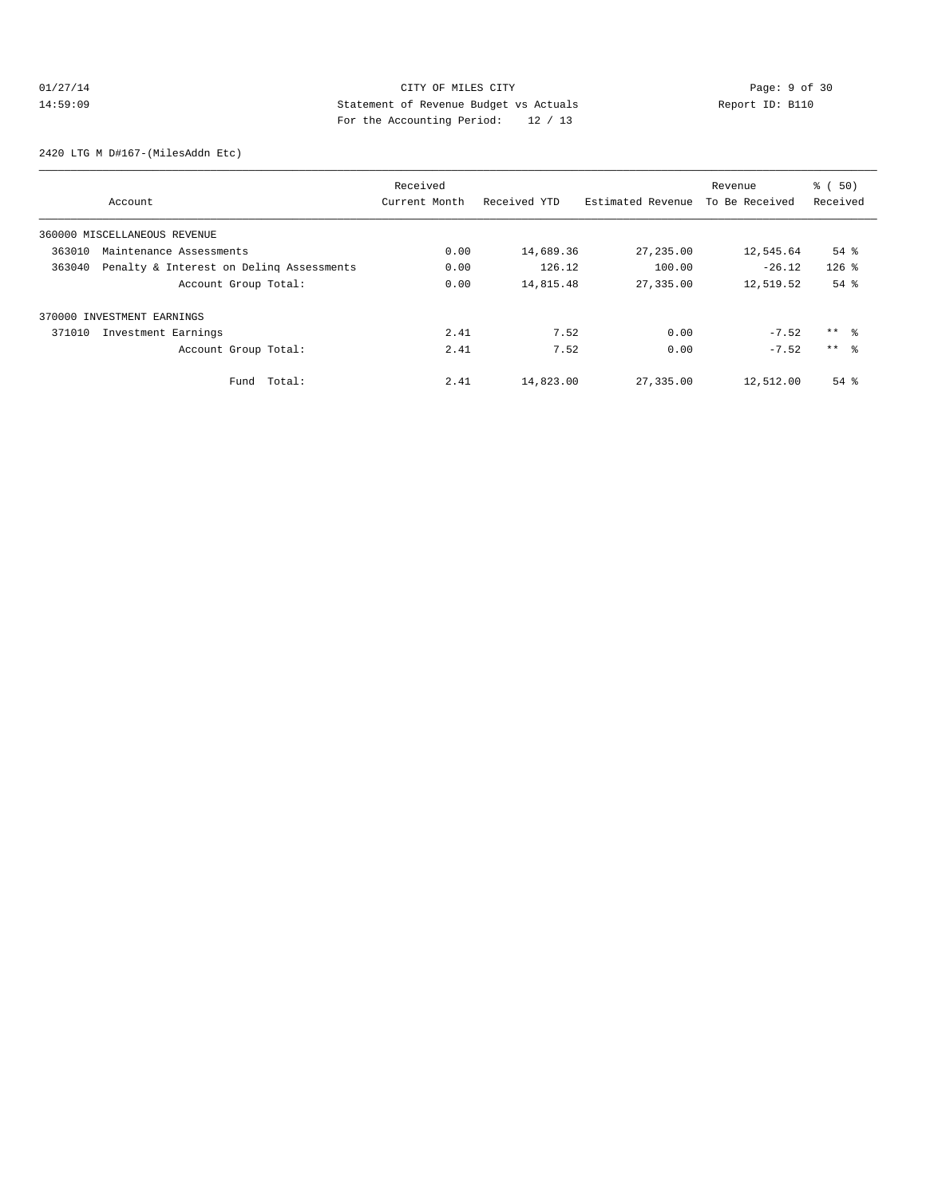CITY OF MILES CITY

Statement of Revenue Budget vs Actuals

For the Accounting Period: 12 / 13

2420 LTG M D#167-(MilesAddn Etc)

| Account | Received Current Month | Received YTD | Estimated Revenue | Revenue To Be Received | % ( 50) Received |
|---|---|---|---|---|---|
| 360000 MISCELLANEOUS REVENUE | | | | | |
| 363010 Maintenance Assessments | 0.00 | 14,689.36 | 27,235.00 | 12,545.64 | 54 % |
| 363040 Penalty & Interest on Delinq Assessments | 0.00 | 126.12 | 100.00 | -26.12 | 126 % |
| Account Group Total: | 0.00 | 14,815.48 | 27,335.00 | 12,519.52 | 54 % |
| 370000 INVESTMENT EARNINGS | | | | | |
| 371010 Investment Earnings | 2.41 | 7.52 | 0.00 | -7.52 | ** % |
| Account Group Total: | 2.41 | 7.52 | 0.00 | -7.52 | ** % |
| Fund Total: | 2.41 | 14,823.00 | 27,335.00 | 12,512.00 | 54 % |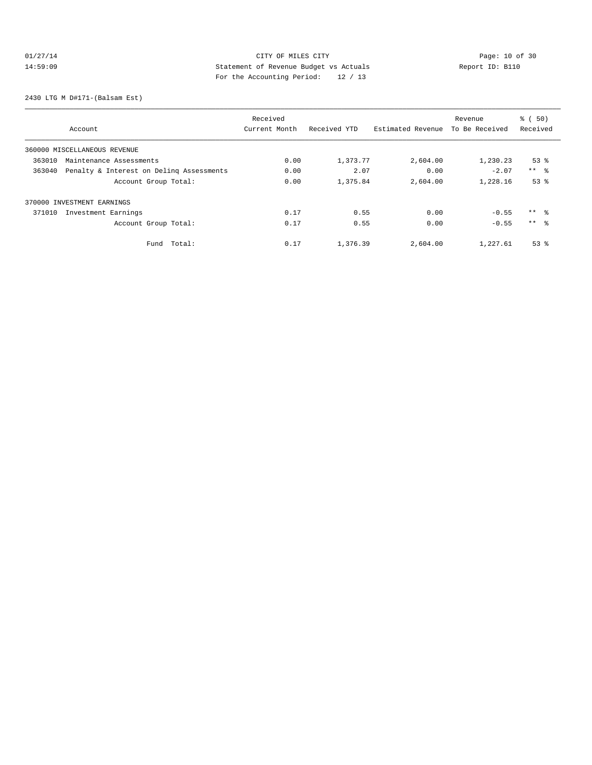CITY OF MILES CITY
Statement of Revenue Budget vs Actuals
For the Accounting Period: 12 / 13

01/27/14
14:59:09

Report ID: B110

2430 LTG M D#171-(Balsam Est)

| Account | Received Current Month | Received YTD | Estimated Revenue | Revenue To Be Received | % ( 50) Received |
|---|---|---|---|---|---|
| 360000 MISCELLANEOUS REVENUE | | | | | |
| 363010 Maintenance Assessments | 0.00 | 1,373.77 | 2,604.00 | 1,230.23 | 53 % |
| 363040 Penalty & Interest on Delinq Assessments | 0.00 | 2.07 | 0.00 | -2.07 | ** % |
| Account Group Total: | 0.00 | 1,375.84 | 2,604.00 | 1,228.16 | 53 % |
| 370000 INVESTMENT EARNINGS | | | | | |
| 371010 Investment Earnings | 0.17 | 0.55 | 0.00 | -0.55 | ** % |
| Account Group Total: | 0.17 | 0.55 | 0.00 | -0.55 | ** % |
| Fund Total: | 0.17 | 1,376.39 | 2,604.00 | 1,227.61 | 53 % |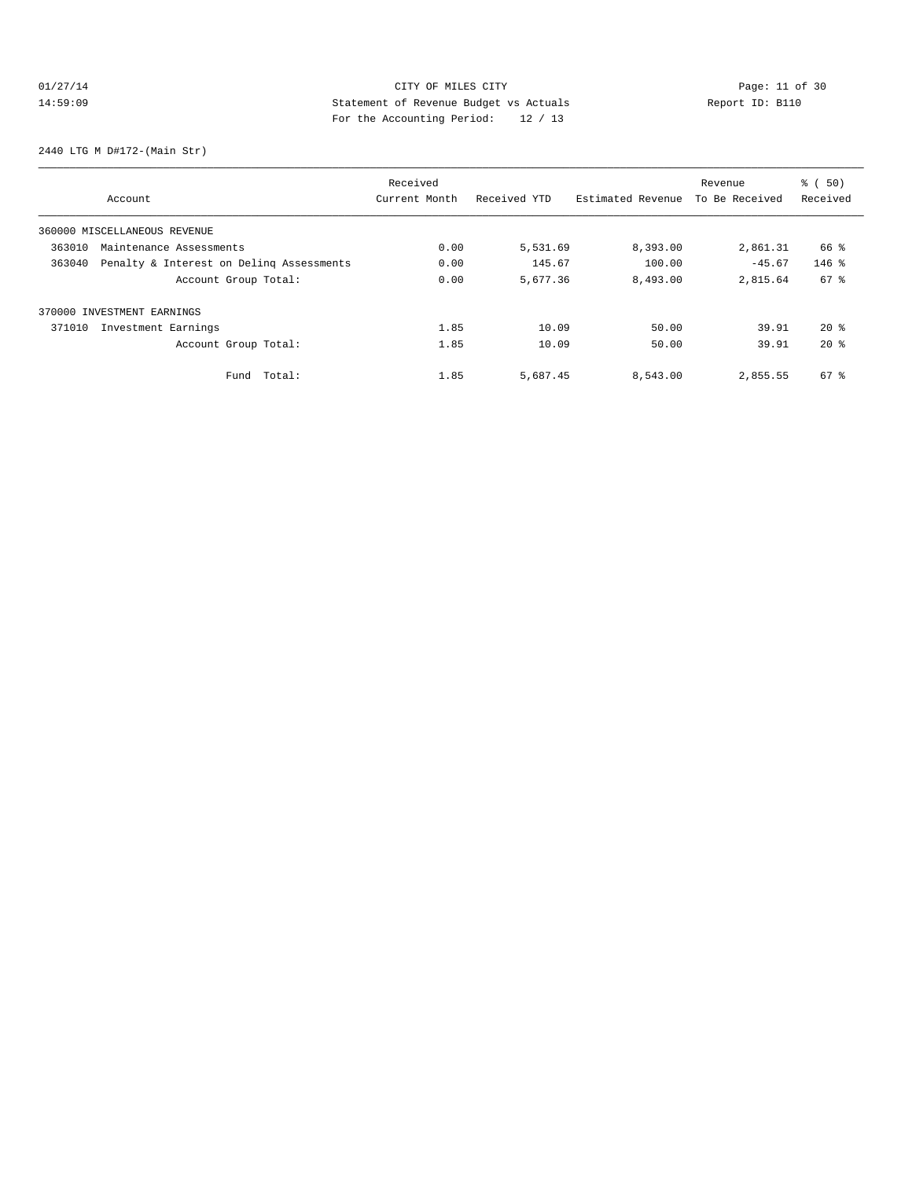CITY OF MILES CITY
Statement of Revenue Budget vs Actuals
For the Accounting Period: 12 / 13

01/27/14
14:59:09

Report ID: B110

2440 LTG M D#172-(Main Str)

| Account | Received Current Month | Received YTD | Estimated Revenue | Revenue To Be Received | % ( 50) Received |
|---|---|---|---|---|---|
| 360000 MISCELLANEOUS REVENUE | | | | | |
| 363010 Maintenance Assessments | 0.00 | 5,531.69 | 8,393.00 | 2,861.31 | 66 % |
| 363040 Penalty & Interest on Delinq Assessments | 0.00 | 145.67 | 100.00 | -45.67 | 146 % |
| Account Group Total: | 0.00 | 5,677.36 | 8,493.00 | 2,815.64 | 67 % |
| 370000 INVESTMENT EARNINGS | | | | | |
| 371010 Investment Earnings | 1.85 | 10.09 | 50.00 | 39.91 | 20 % |
| Account Group Total: | 1.85 | 10.09 | 50.00 | 39.91 | 20 % |
| Fund Total: | 1.85 | 5,687.45 | 8,543.00 | 2,855.55 | 67 % |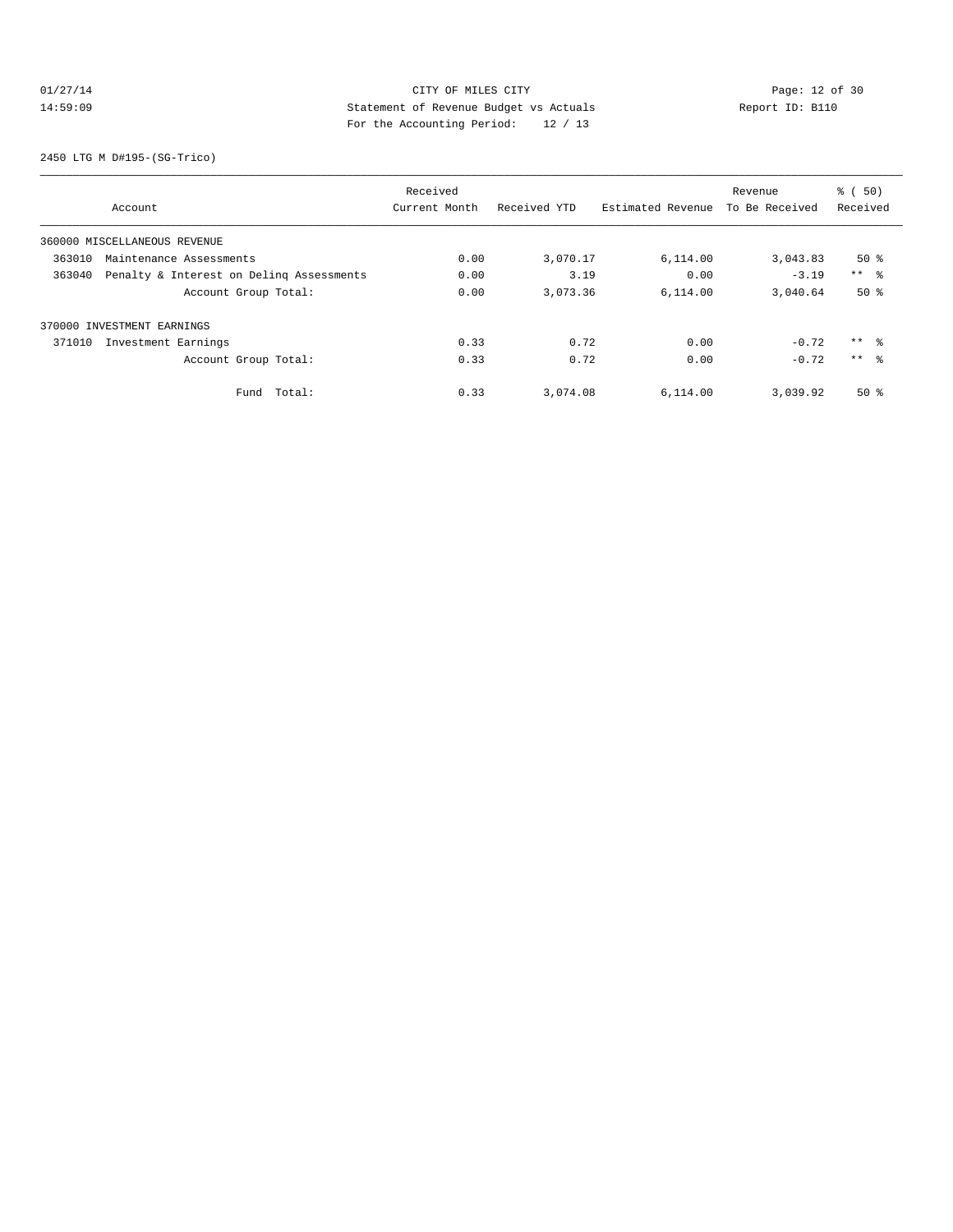CITY OF MILES CITY
Statement of Revenue Budget vs Actuals
For the Accounting Period: 12 / 13

01/27/14
14:59:09

Report ID: B110

2450 LTG M D#195-(SG-Trico)

| Account | Received Current Month | Received YTD | Estimated Revenue | Revenue To Be Received | % ( 50) Received |
|---|---|---|---|---|---|
| 360000 MISCELLANEOUS REVENUE | | | | | |
| 363010 Maintenance Assessments | 0.00 | 3,070.17 | 6,114.00 | 3,043.83 | 50 % |
| 363040 Penalty & Interest on Delinq Assessments | 0.00 | 3.19 | 0.00 | -3.19 | ** % |
| Account Group Total: | 0.00 | 3,073.36 | 6,114.00 | 3,040.64 | 50 % |
| 370000 INVESTMENT EARNINGS | | | | | |
| 371010 Investment Earnings | 0.33 | 0.72 | 0.00 | -0.72 | ** % |
| Account Group Total: | 0.33 | 0.72 | 0.00 | -0.72 | ** % |
| Fund Total: | 0.33 | 3,074.08 | 6,114.00 | 3,039.92 | 50 % |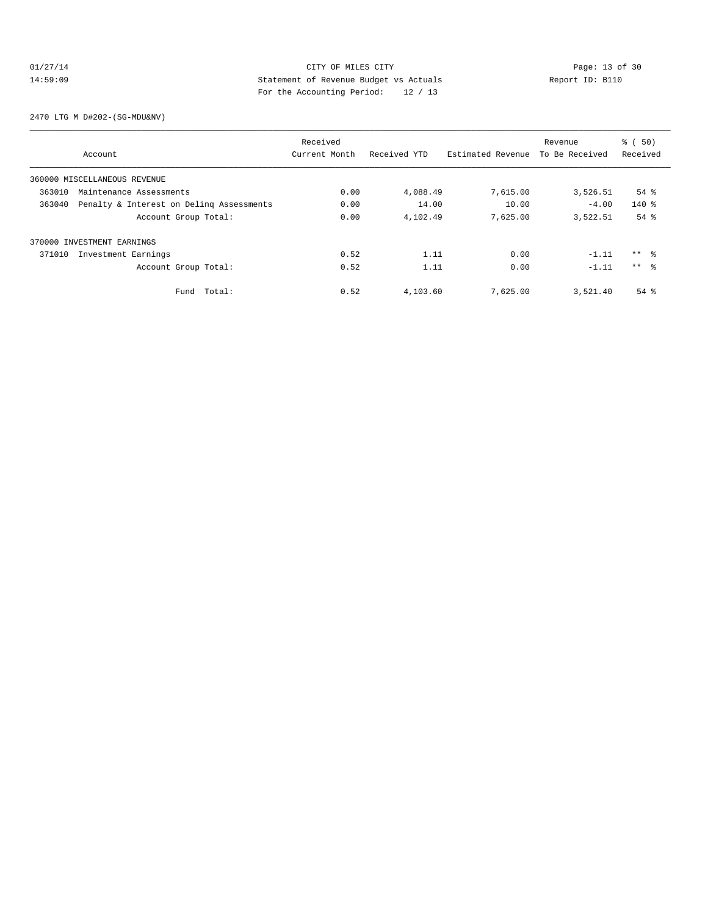CITY OF MILES CITY

Statement of Revenue Budget vs Actuals

For the Accounting Period: 12 / 13

01/27/14 14:59:09 Report ID: B110

2470 LTG M D#202-(SG-MDU&NV)

| Account | Received Current Month | Received YTD | Estimated Revenue | Revenue To Be Received | % ( 50) Received |
|---|---|---|---|---|---|
| 360000 MISCELLANEOUS REVENUE | | | | | |
| 363010 Maintenance Assessments | 0.00 | 4,088.49 | 7,615.00 | 3,526.51 | 54 % |
| 363040 Penalty & Interest on Delinq Assessments | 0.00 | 14.00 | 10.00 | -4.00 | 140 % |
| Account Group Total: | 0.00 | 4,102.49 | 7,625.00 | 3,522.51 | 54 % |
| 370000 INVESTMENT EARNINGS | | | | | |
| 371010 Investment Earnings | 0.52 | 1.11 | 0.00 | -1.11 | ** % |
| Account Group Total: | 0.52 | 1.11 | 0.00 | -1.11 | ** % |
| Fund Total: | 0.52 | 4,103.60 | 7,625.00 | 3,521.40 | 54 % |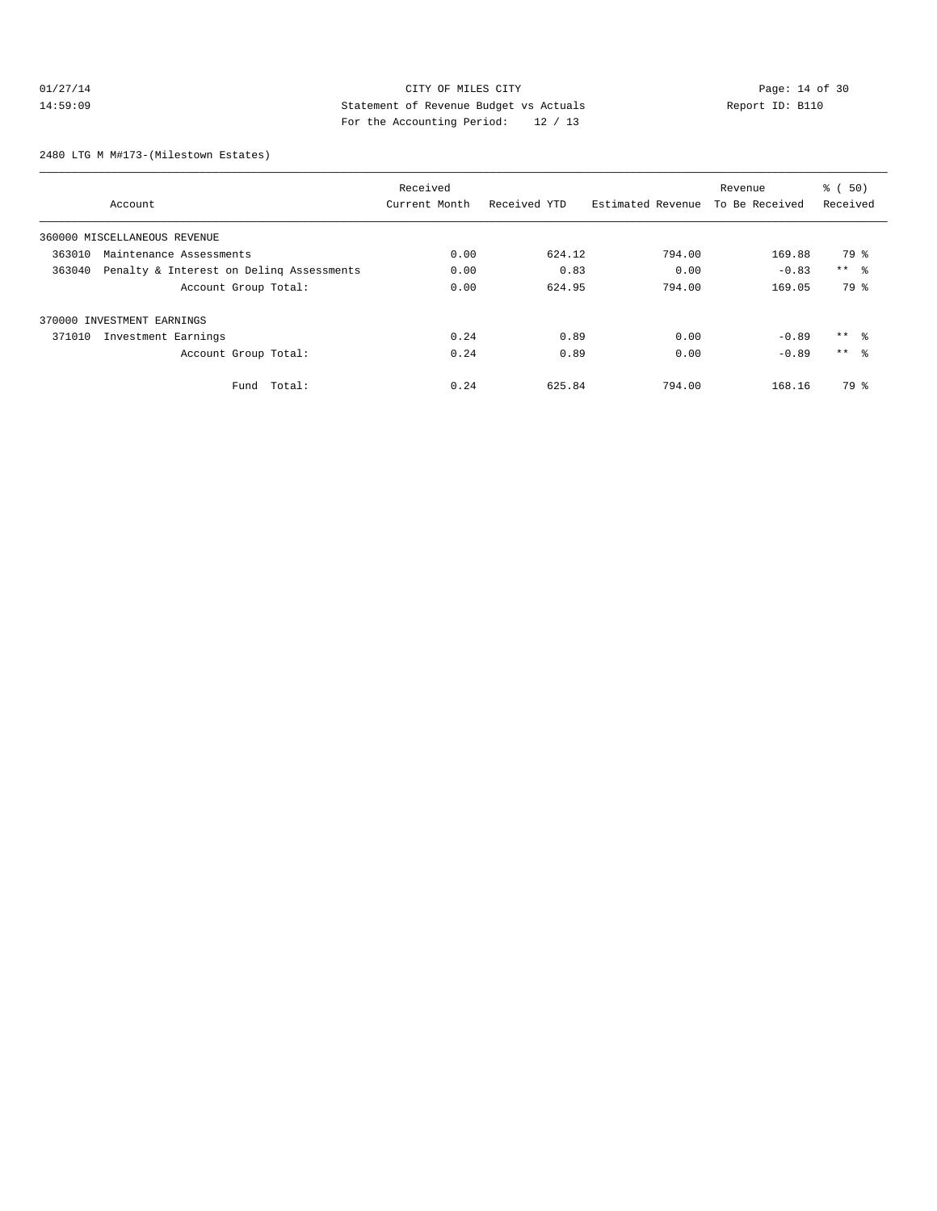CITY OF MILES CITY
Statement of Revenue Budget vs Actuals
For the Accounting Period: 12 / 13

01/27/14
14:59:09

Report ID: B110

2480 LTG M M#173-(Milestown Estates)

| Account | Received Current Month | Received YTD | Estimated Revenue | Revenue To Be Received | % ( 50) Received |
|---|---|---|---|---|---|
| 360000 MISCELLANEOUS REVENUE | | | | | |
| 363010 Maintenance Assessments | 0.00 | 624.12 | 794.00 | 169.88 | 79 % |
| 363040 Penalty & Interest on Delinq Assessments | 0.00 | 0.83 | 0.00 | -0.83 | ** % |
| Account Group Total: | 0.00 | 624.95 | 794.00 | 169.05 | 79 % |
| 370000 INVESTMENT EARNINGS | | | | | |
| 371010 Investment Earnings | 0.24 | 0.89 | 0.00 | -0.89 | ** % |
| Account Group Total: | 0.24 | 0.89 | 0.00 | -0.89 | ** % |
| Fund Total: | 0.24 | 625.84 | 794.00 | 168.16 | 79 % |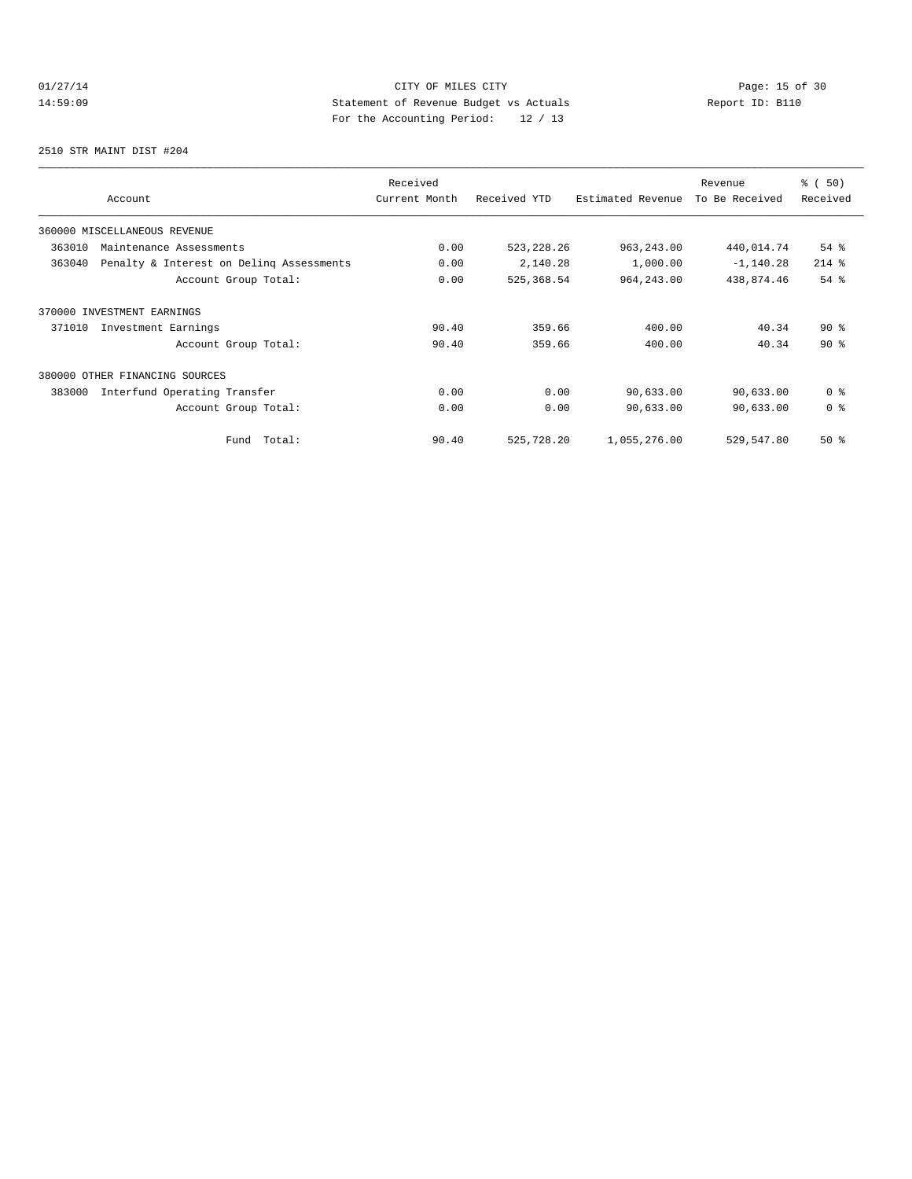CITY OF MILES CITY
Statement of Revenue Budget vs Actuals
For the Accounting Period: 12 / 13

01/27/14
14:59:09

Report ID: B110

2510 STR MAINT DIST #204

| Account | Received Current Month | Received YTD | Estimated Revenue | Revenue To Be Received | % ( 50) Received |
|---|---|---|---|---|---|
| 360000 MISCELLANEOUS REVENUE | | | | | |
| 363010 Maintenance Assessments | 0.00 | 523,228.26 | 963,243.00 | 440,014.74 | 54 % |
| 363040 Penalty & Interest on Delinq Assessments | 0.00 | 2,140.28 | 1,000.00 | -1,140.28 | 214 % |
| Account Group Total: | 0.00 | 525,368.54 | 964,243.00 | 438,874.46 | 54 % |
| 370000 INVESTMENT EARNINGS | | | | | |
| 371010 Investment Earnings | 90.40 | 359.66 | 400.00 | 40.34 | 90 % |
| Account Group Total: | 90.40 | 359.66 | 400.00 | 40.34 | 90 % |
| 380000 OTHER FINANCING SOURCES | | | | | |
| 383000 Interfund Operating Transfer | 0.00 | 0.00 | 90,633.00 | 90,633.00 | 0 % |
| Account Group Total: | 0.00 | 0.00 | 90,633.00 | 90,633.00 | 0 % |
| Fund Total: | 90.40 | 525,728.20 | 1,055,276.00 | 529,547.80 | 50 % |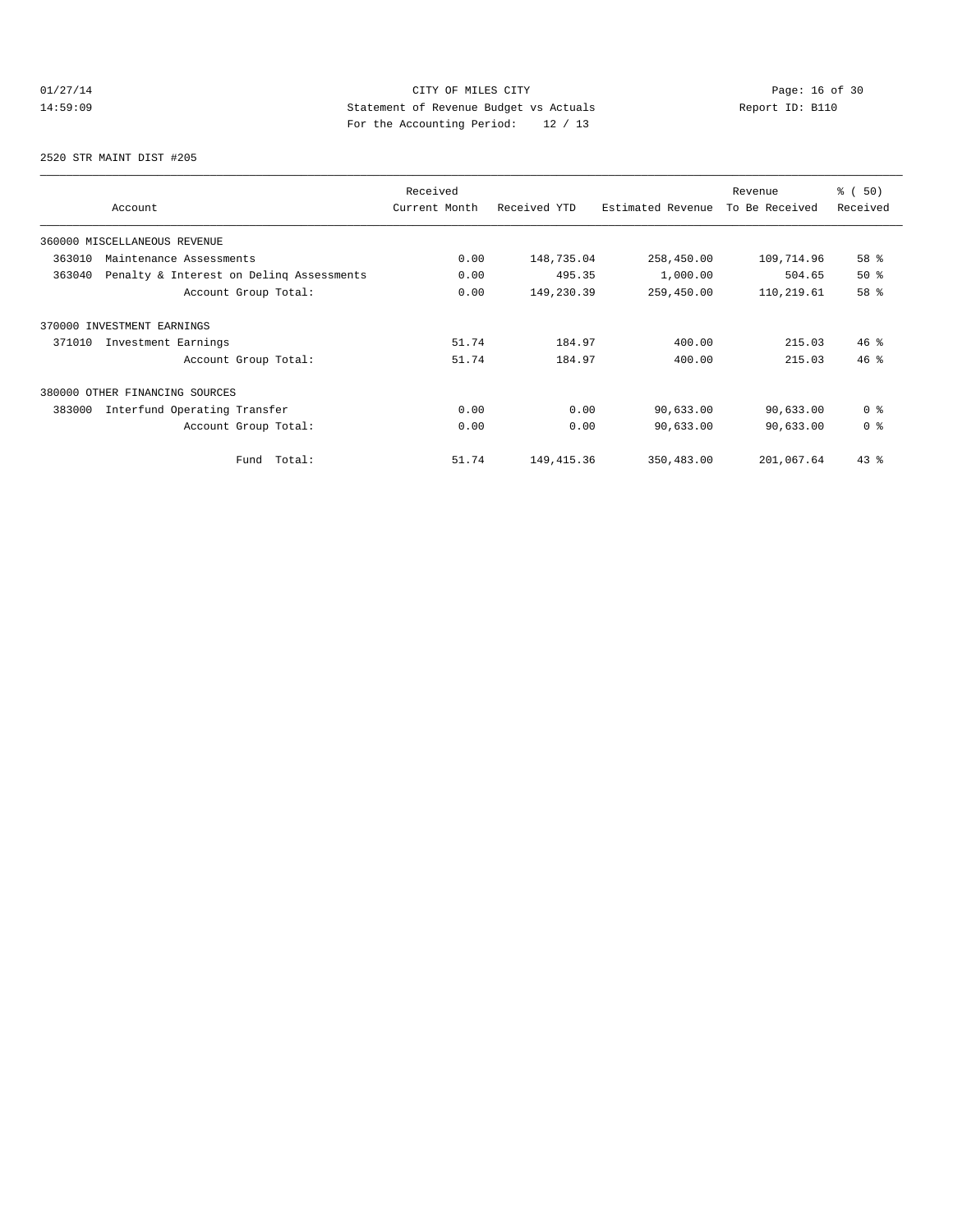CITY OF MILES CITY
Statement of Revenue Budget vs Actuals
For the Accounting Period: 12 / 13

01/27/14
14:59:09

Report ID: B110

2520 STR MAINT DIST #205

| Account | Received Current Month | Received YTD | Estimated Revenue | Revenue To Be Received | % ( 50) Received |
|---|---|---|---|---|---|
| 360000 MISCELLANEOUS REVENUE | | | | | |
| 363010 Maintenance Assessments | 0.00 | 148,735.04 | 258,450.00 | 109,714.96 | 58 % |
| 363040 Penalty & Interest on Delinq Assessments | 0.00 | 495.35 | 1,000.00 | 504.65 | 50 % |
| Account Group Total: | 0.00 | 149,230.39 | 259,450.00 | 110,219.61 | 58 % |
| 370000 INVESTMENT EARNINGS | | | | | |
| 371010 Investment Earnings | 51.74 | 184.97 | 400.00 | 215.03 | 46 % |
| Account Group Total: | 51.74 | 184.97 | 400.00 | 215.03 | 46 % |
| 380000 OTHER FINANCING SOURCES | | | | | |
| 383000 Interfund Operating Transfer | 0.00 | 0.00 | 90,633.00 | 90,633.00 | 0 % |
| Account Group Total: | 0.00 | 0.00 | 90,633.00 | 90,633.00 | 0 % |
| Fund Total: | 51.74 | 149,415.36 | 350,483.00 | 201,067.64 | 43 % |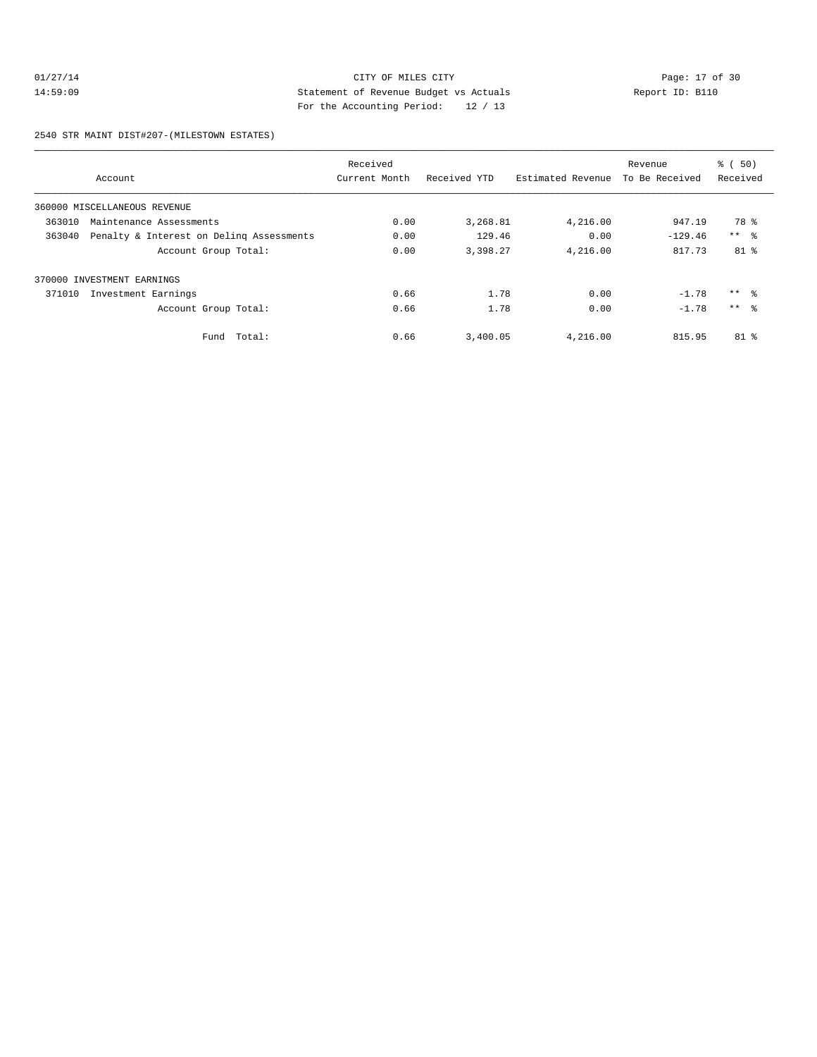CITY OF MILES CITY

Statement of Revenue Budget vs Actuals

For the Accounting Period: 12 / 13

01/27/14 14:59:09 — Report ID: B110

2540 STR MAINT DIST#207-(MILESTOWN ESTATES)

| Account | Received Current Month | Received YTD | Estimated Revenue | Revenue To Be Received | % ( 50) Received |
|---|---|---|---|---|---|
| 360000 MISCELLANEOUS REVENUE | | | | | |
| 363010 Maintenance Assessments | 0.00 | 3,268.81 | 4,216.00 | 947.19 | 78 % |
| 363040 Penalty & Interest on Delinq Assessments | 0.00 | 129.46 | 0.00 | -129.46 | ** % |
| Account Group Total: | 0.00 | 3,398.27 | 4,216.00 | 817.73 | 81 % |
| 370000 INVESTMENT EARNINGS | | | | | |
| 371010 Investment Earnings | 0.66 | 1.78 | 0.00 | -1.78 | ** % |
| Account Group Total: | 0.66 | 1.78 | 0.00 | -1.78 | ** % |
| Fund Total: | 0.66 | 3,400.05 | 4,216.00 | 815.95 | 81 % |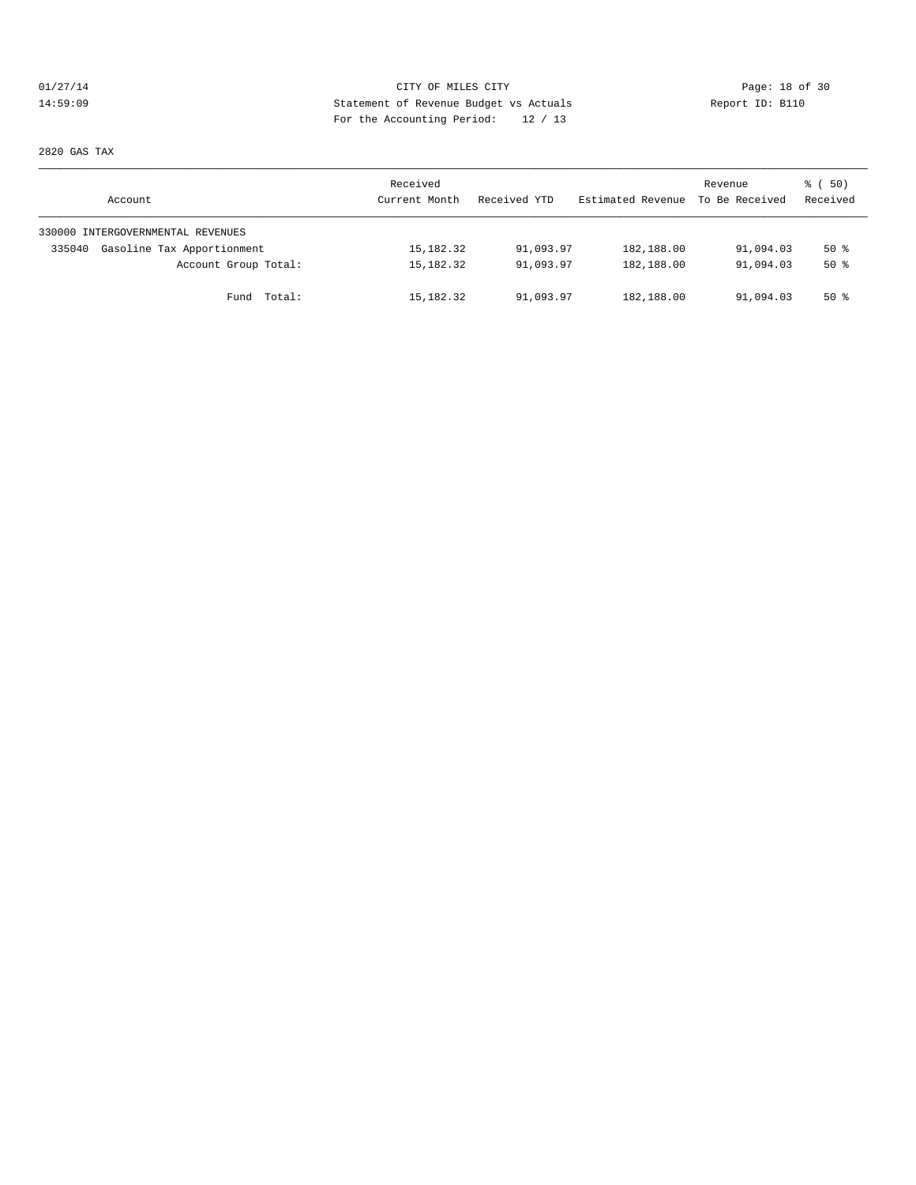01/27/14 CITY OF MILES CITY
14:59:09 Statement of Revenue Budget vs Actuals Report ID: B110
For the Accounting Period: 12 / 13

2820 GAS TAX

| Account | Received Current Month | Received YTD | Estimated Revenue | Revenue To Be Received | % ( 50) Received |
|---|---|---|---|---|---|
| 330000 INTERGOVERNMENTAL REVENUES | | | | | |
| 335040 Gasoline Tax Apportionment | 15,182.32 | 91,093.97 | 182,188.00 | 91,094.03 | 50 % |
| Account Group Total: | 15,182.32 | 91,093.97 | 182,188.00 | 91,094.03 | 50 % |
| Fund Total: | 15,182.32 | 91,093.97 | 182,188.00 | 91,094.03 | 50 % |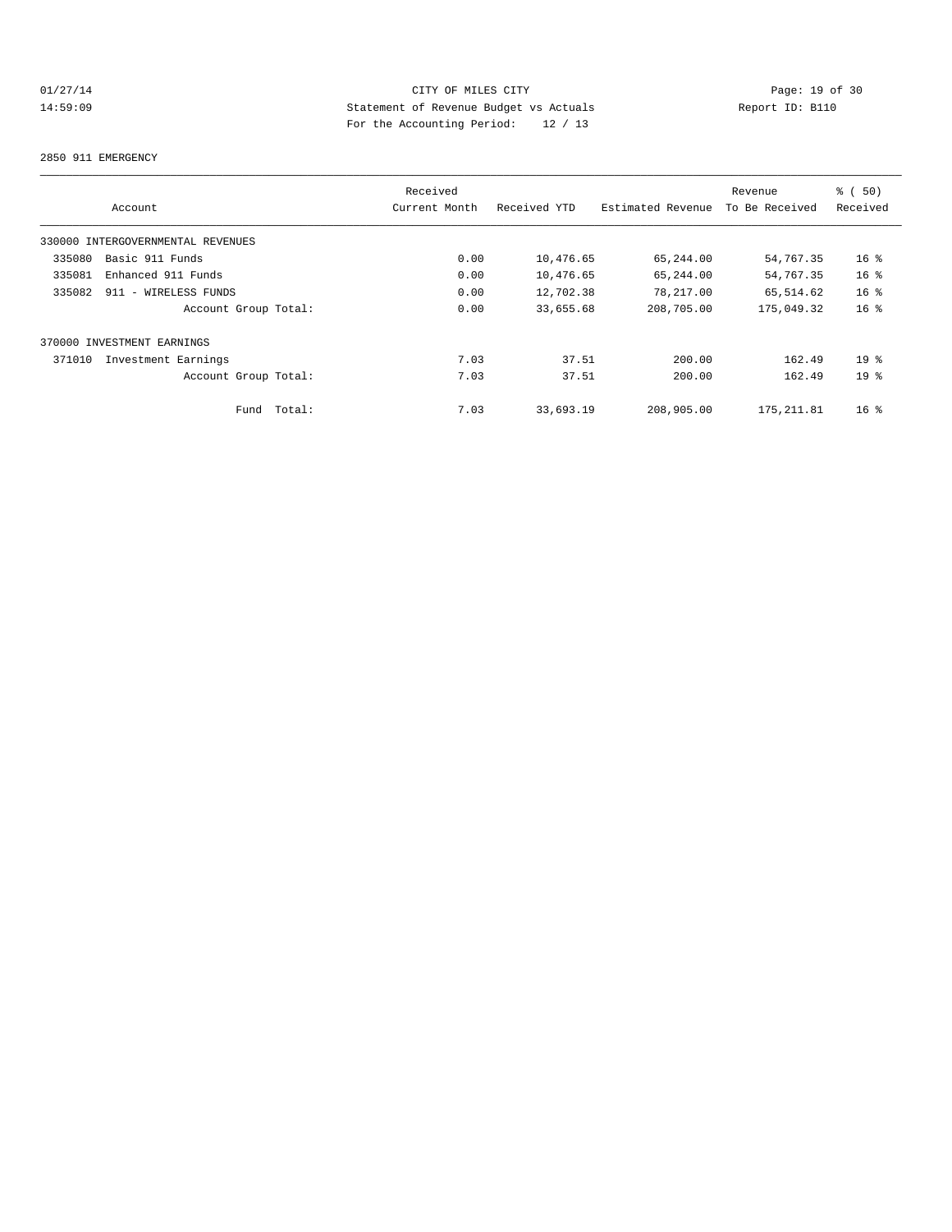CITY OF MILES CITY
Statement of Revenue Budget vs Actuals
For the Accounting Period: 12 / 13

01/27/14
14:59:09

Report ID: B110

2850 911 EMERGENCY

| Account | Received Current Month | Received YTD | Estimated Revenue | Revenue To Be Received | % ( 50) Received |
|---|---|---|---|---|---|
| 330000 INTERGOVERNMENTAL REVENUES | | | | | |
| 335080 Basic 911 Funds | 0.00 | 10,476.65 | 65,244.00 | 54,767.35 | 16 % |
| 335081 Enhanced 911 Funds | 0.00 | 10,476.65 | 65,244.00 | 54,767.35 | 16 % |
| 335082 911 - WIRELESS FUNDS | 0.00 | 12,702.38 | 78,217.00 | 65,514.62 | 16 % |
| Account Group Total: | 0.00 | 33,655.68 | 208,705.00 | 175,049.32 | 16 % |
| 370000 INVESTMENT EARNINGS | | | | | |
| 371010 Investment Earnings | 7.03 | 37.51 | 200.00 | 162.49 | 19 % |
| Account Group Total: | 7.03 | 37.51 | 200.00 | 162.49 | 19 % |
| Fund Total: | 7.03 | 33,693.19 | 208,905.00 | 175,211.81 | 16 % |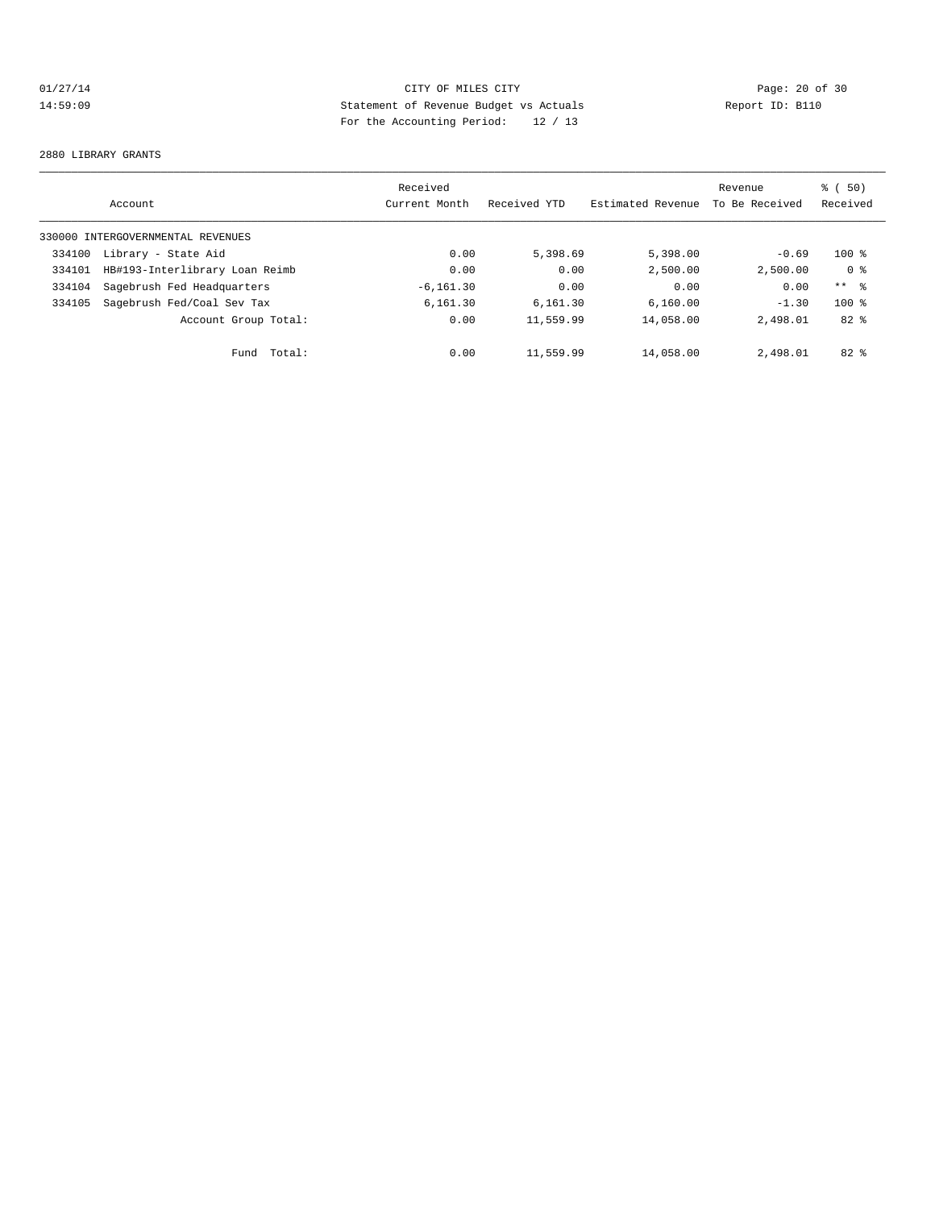CITY OF MILES CITY
Statement of Revenue Budget vs Actuals
For the Accounting Period: 12 / 13

01/27/14
14:59:09

Report ID: B110

2880 LIBRARY GRANTS

| Account | | Received Current Month | Received YTD | Estimated Revenue | Revenue To Be Received | % ( 50) Received |
|---|---|---|---|---|---|---|
| 330000 INTERGOVERNMENTAL REVENUES | | | | | | |
| 334100 | Library - State Aid | 0.00 | 5,398.69 | 5,398.00 | -0.69 | 100 % |
| 334101 | HB#193-Interlibrary Loan Reimb | 0.00 | 0.00 | 2,500.00 | 2,500.00 | 0 % |
| 334104 | Sagebrush Fed Headquarters | -6,161.30 | 0.00 | 0.00 | 0.00 | ** % |
| 334105 | Sagebrush Fed/Coal Sev Tax | 6,161.30 | 6,161.30 | 6,160.00 | -1.30 | 100 % |
| | Account Group Total: | 0.00 | 11,559.99 | 14,058.00 | 2,498.01 | 82 % |
| | Fund Total: | 0.00 | 11,559.99 | 14,058.00 | 2,498.01 | 82 % |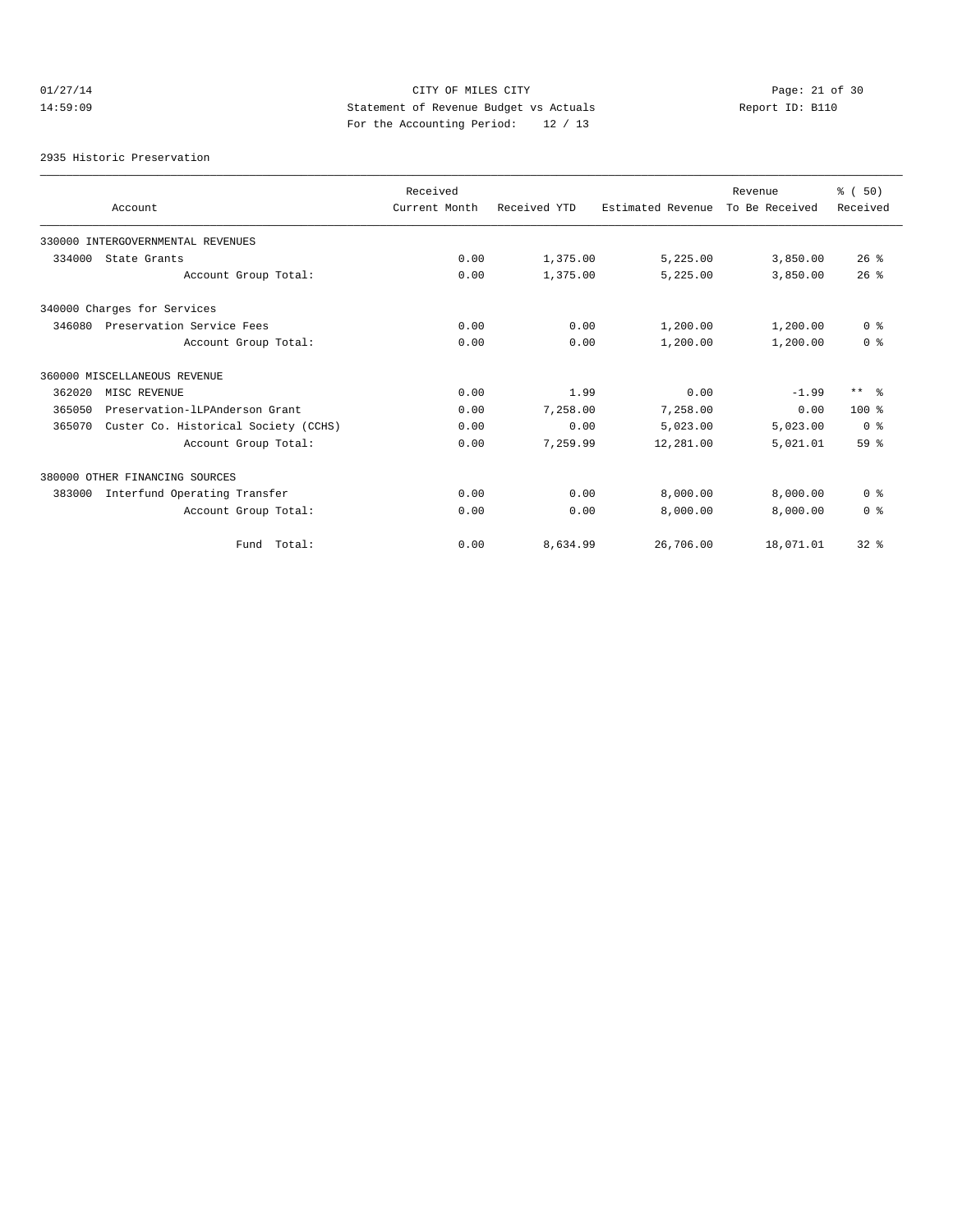CITY OF MILES CITY
Statement of Revenue Budget vs Actuals
For the Accounting Period: 12 / 13

01/27/14
14:59:09

Report ID: B110

2935 Historic Preservation

| Account | Received Current Month | Received YTD | Estimated Revenue | Revenue To Be Received | % ( 50) Received |
|---|---|---|---|---|---|
| 330000 INTERGOVERNMENTAL REVENUES | | | | | |
| 334000 State Grants | 0.00 | 1,375.00 | 5,225.00 | 3,850.00 | 26 % |
| Account Group Total: | 0.00 | 1,375.00 | 5,225.00 | 3,850.00 | 26 % |
| 340000 Charges for Services | | | | | |
| 346080 Preservation Service Fees | 0.00 | 0.00 | 1,200.00 | 1,200.00 | 0 % |
| Account Group Total: | 0.00 | 0.00 | 1,200.00 | 1,200.00 | 0 % |
| 360000 MISCELLANEOUS REVENUE | | | | | |
| 362020 MISC REVENUE | 0.00 | 1.99 | 0.00 | -1.99 | ** % |
| 365050 Preservation-lLPAnderson Grant | 0.00 | 7,258.00 | 7,258.00 | 0.00 | 100 % |
| 365070 Custer Co. Historical Society (CCHS) | 0.00 | 0.00 | 5,023.00 | 5,023.00 | 0 % |
| Account Group Total: | 0.00 | 7,259.99 | 12,281.00 | 5,021.01 | 59 % |
| 380000 OTHER FINANCING SOURCES | | | | | |
| 383000 Interfund Operating Transfer | 0.00 | 0.00 | 8,000.00 | 8,000.00 | 0 % |
| Account Group Total: | 0.00 | 0.00 | 8,000.00 | 8,000.00 | 0 % |
| Fund Total: | 0.00 | 8,634.99 | 26,706.00 | 18,071.01 | 32 % |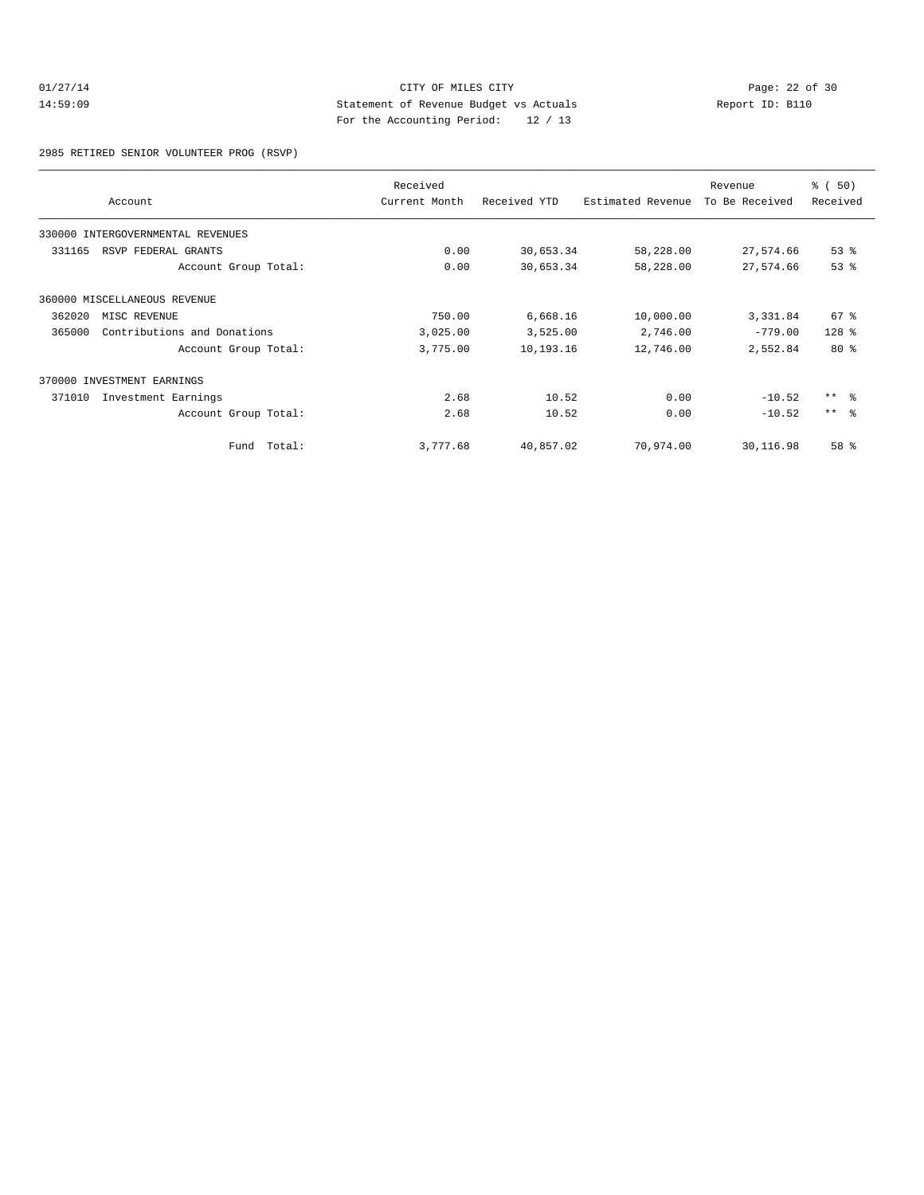CITY OF MILES CITY
Statement of Revenue Budget vs Actuals
For the Accounting Period: 12 / 13

01/27/14
14:59:09

Report ID: B110

2985 RETIRED SENIOR VOLUNTEER PROG (RSVP)

| Account | Received Current Month | Received YTD | Estimated Revenue | Revenue To Be Received | % ( 50) Received |
|---|---|---|---|---|---|
| 330000 INTERGOVERNMENTAL REVENUES | | | | | |
| 331165 RSVP FEDERAL GRANTS | 0.00 | 30,653.34 | 58,228.00 | 27,574.66 | 53 % |
| Account Group Total: | 0.00 | 30,653.34 | 58,228.00 | 27,574.66 | 53 % |
| 360000 MISCELLANEOUS REVENUE | | | | | |
| 362020 MISC REVENUE | 750.00 | 6,668.16 | 10,000.00 | 3,331.84 | 67 % |
| 365000 Contributions and Donations | 3,025.00 | 3,525.00 | 2,746.00 | -779.00 | 128 % |
| Account Group Total: | 3,775.00 | 10,193.16 | 12,746.00 | 2,552.84 | 80 % |
| 370000 INVESTMENT EARNINGS | | | | | |
| 371010 Investment Earnings | 2.68 | 10.52 | 0.00 | -10.52 | ** % |
| Account Group Total: | 2.68 | 10.52 | 0.00 | -10.52 | ** % |
| Fund Total: | 3,777.68 | 40,857.02 | 70,974.00 | 30,116.98 | 58 % |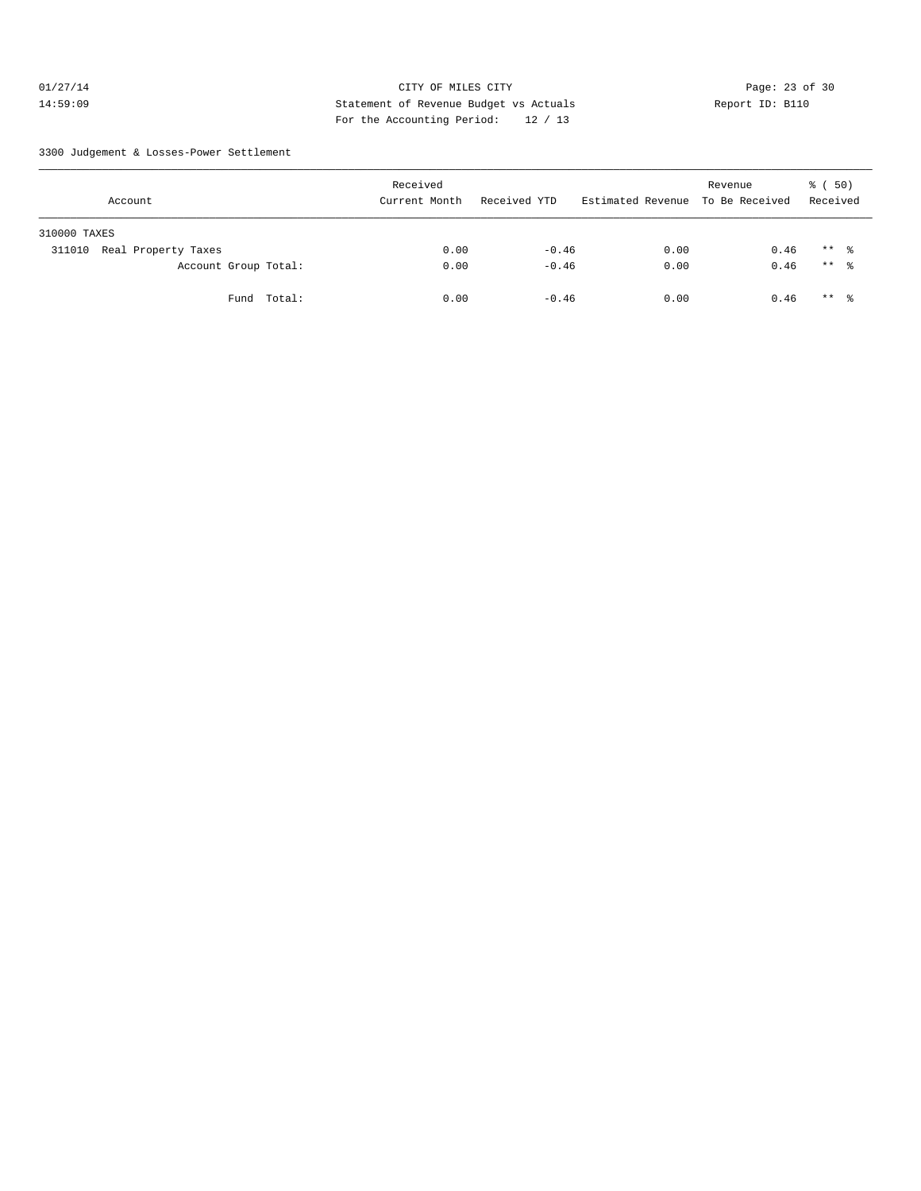CITY OF MILES CITY
Statement of Revenue Budget vs Actuals
For the Accounting Period: 12 / 13

01/27/14
14:59:09

Report ID: B110

3300 Judgement & Losses-Power Settlement

| Account | Received Current Month | Received YTD | Estimated Revenue | Revenue To Be Received | % ( 50) Received |
|---|---|---|---|---|---|
| 310000 TAXES | | | | | |
| 311010 Real Property Taxes | 0.00 | -0.46 | 0.00 | 0.46 | ** % |
| Account Group Total: | 0.00 | -0.46 | 0.00 | 0.46 | ** % |
| Fund Total: | 0.00 | -0.46 | 0.00 | 0.46 | ** % |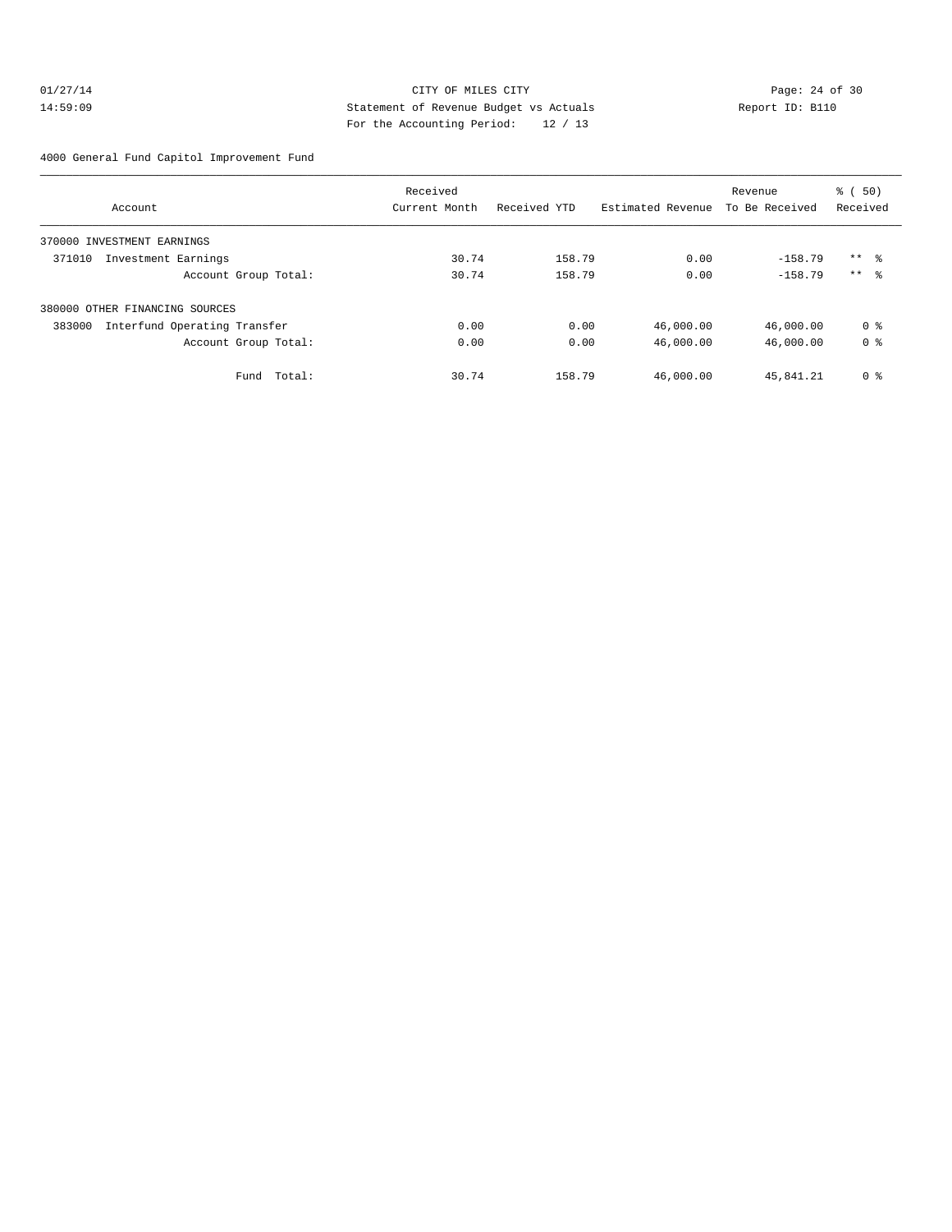CITY OF MILES CITY
Statement of Revenue Budget vs Actuals
For the Accounting Period: 12 / 13

01/27/14
14:59:09

Report ID: B110

4000 General Fund Capitol Improvement Fund

| Account | Received Current Month | Received YTD | Estimated Revenue | Revenue To Be Received | % ( 50) Received |
|---|---|---|---|---|---|
| 370000 INVESTMENT EARNINGS | | | | | |
| 371010 Investment Earnings | 30.74 | 158.79 | 0.00 | -158.79 | ** % |
| Account Group Total: | 30.74 | 158.79 | 0.00 | -158.79 | ** % |
| 380000 OTHER FINANCING SOURCES | | | | | |
| 383000 Interfund Operating Transfer | 0.00 | 0.00 | 46,000.00 | 46,000.00 | 0 % |
| Account Group Total: | 0.00 | 0.00 | 46,000.00 | 46,000.00 | 0 % |
| Fund Total: | 30.74 | 158.79 | 46,000.00 | 45,841.21 | 0 % |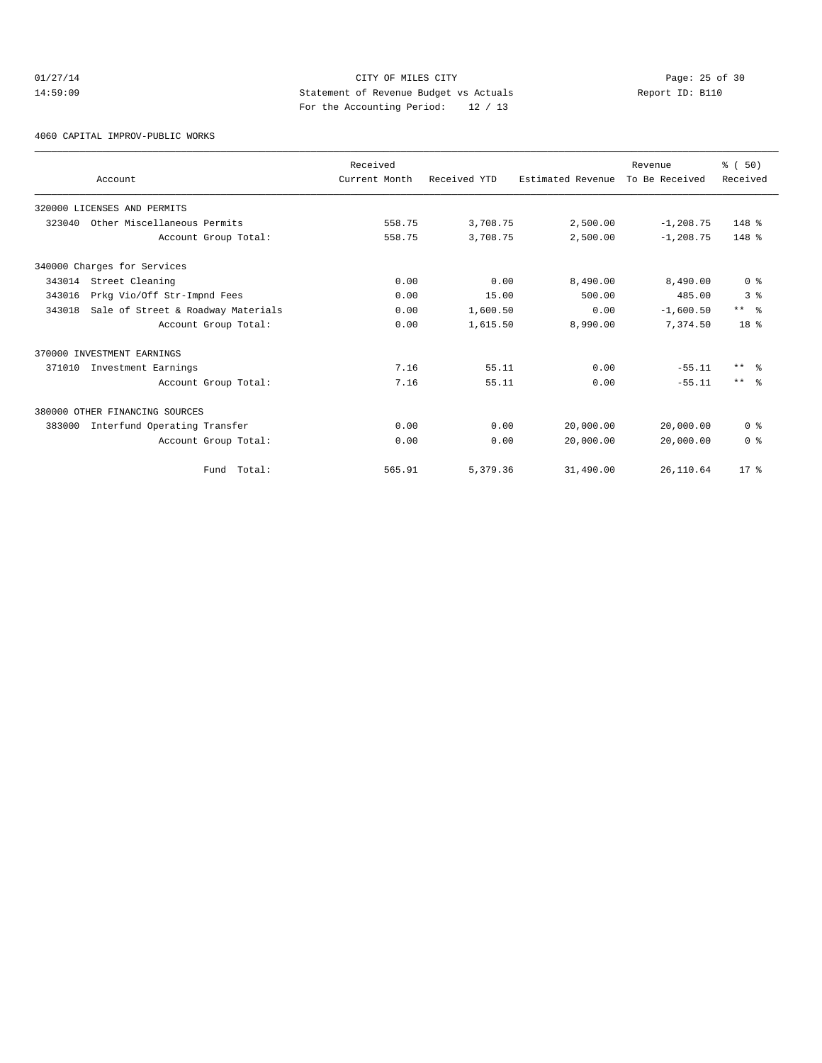CITY OF MILES CITY
Statement of Revenue Budget vs Actuals
For the Accounting Period: 12 / 13

01/27/14
14:59:09

Report ID: B110

4060 CAPITAL IMPROV-PUBLIC WORKS

| Account | Received Current Month | Received YTD | Estimated Revenue | Revenue To Be Received | % ( 50) Received |
|---|---|---|---|---|---|
| 320000 LICENSES AND PERMITS | | | | | |
| 323040 Other Miscellaneous Permits | 558.75 | 3,708.75 | 2,500.00 | -1,208.75 | 148 % |
| Account Group Total: | 558.75 | 3,708.75 | 2,500.00 | -1,208.75 | 148 % |
| 340000 Charges for Services | | | | | |
| 343014 Street Cleaning | 0.00 | 0.00 | 8,490.00 | 8,490.00 | 0 % |
| 343016 Prkg Vio/Off Str-Impnd Fees | 0.00 | 15.00 | 500.00 | 485.00 | 3 % |
| 343018 Sale of Street & Roadway Materials | 0.00 | 1,600.50 | 0.00 | -1,600.50 | ** % |
| Account Group Total: | 0.00 | 1,615.50 | 8,990.00 | 7,374.50 | 18 % |
| 370000 INVESTMENT EARNINGS | | | | | |
| 371010 Investment Earnings | 7.16 | 55.11 | 0.00 | -55.11 | ** % |
| Account Group Total: | 7.16 | 55.11 | 0.00 | -55.11 | ** % |
| 380000 OTHER FINANCING SOURCES | | | | | |
| 383000 Interfund Operating Transfer | 0.00 | 0.00 | 20,000.00 | 20,000.00 | 0 % |
| Account Group Total: | 0.00 | 0.00 | 20,000.00 | 20,000.00 | 0 % |
| Fund Total: | 565.91 | 5,379.36 | 31,490.00 | 26,110.64 | 17 % |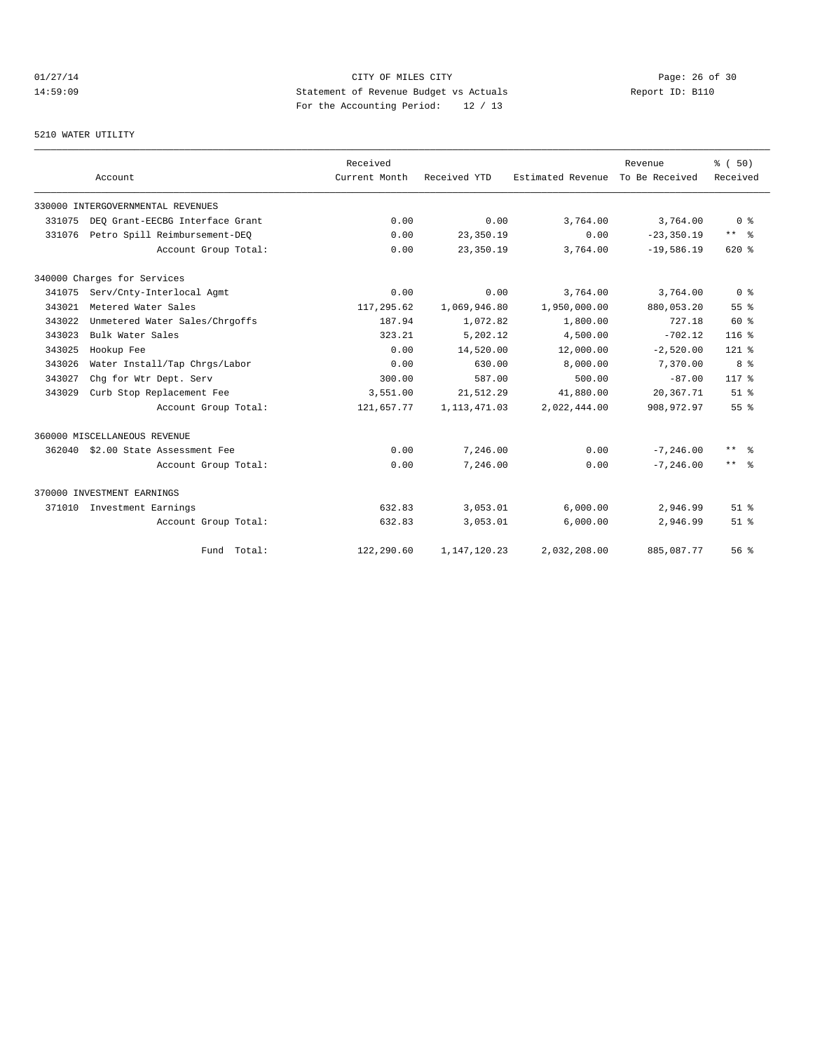CITY OF MILES CITY
Statement of Revenue Budget vs Actuals
For the Accounting Period: 12 / 13

01/27/14
14:59:09

Report ID: B110

5210 WATER UTILITY

| Account | | Received Current Month | Received YTD | Estimated Revenue | Revenue To Be Received | % ( 50) Received |
|---|---|---|---|---|---|---|
| 330000 INTERGOVERNMENTAL REVENUES | | | | | | |
| 331075 | DEQ Grant-EECBG Interface Grant | 0.00 | 0.00 | 3,764.00 | 3,764.00 | 0 % |
| 331076 | Petro Spill Reimbursement-DEQ | 0.00 | 23,350.19 | 0.00 | -23,350.19 | ** % |
| | Account Group Total: | 0.00 | 23,350.19 | 3,764.00 | -19,586.19 | 620 % |
| 340000 Charges for Services | | | | | | |
| 341075 | Serv/Cnty-Interlocal Agmt | 0.00 | 0.00 | 3,764.00 | 3,764.00 | 0 % |
| 343021 | Metered Water Sales | 117,295.62 | 1,069,946.80 | 1,950,000.00 | 880,053.20 | 55 % |
| 343022 | Unmetered Water Sales/Chrgoffs | 187.94 | 1,072.82 | 1,800.00 | 727.18 | 60 % |
| 343023 | Bulk Water Sales | 323.21 | 5,202.12 | 4,500.00 | -702.12 | 116 % |
| 343025 | Hookup Fee | 0.00 | 14,520.00 | 12,000.00 | -2,520.00 | 121 % |
| 343026 | Water Install/Tap Chrgs/Labor | 0.00 | 630.00 | 8,000.00 | 7,370.00 | 8 % |
| 343027 | Chg for Wtr Dept. Serv | 300.00 | 587.00 | 500.00 | -87.00 | 117 % |
| 343029 | Curb Stop Replacement Fee | 3,551.00 | 21,512.29 | 41,880.00 | 20,367.71 | 51 % |
| | Account Group Total: | 121,657.77 | 1,113,471.03 | 2,022,444.00 | 908,972.97 | 55 % |
| 360000 MISCELLANEOUS REVENUE | | | | | | |
| 362040 | $2.00 State Assessment Fee | 0.00 | 7,246.00 | 0.00 | -7,246.00 | ** % |
| | Account Group Total: | 0.00 | 7,246.00 | 0.00 | -7,246.00 | ** % |
| 370000 INVESTMENT EARNINGS | | | | | | |
| 371010 | Investment Earnings | 632.83 | 3,053.01 | 6,000.00 | 2,946.99 | 51 % |
| | Account Group Total: | 632.83 | 3,053.01 | 6,000.00 | 2,946.99 | 51 % |
| | Fund Total: | 122,290.60 | 1,147,120.23 | 2,032,208.00 | 885,087.77 | 56 % |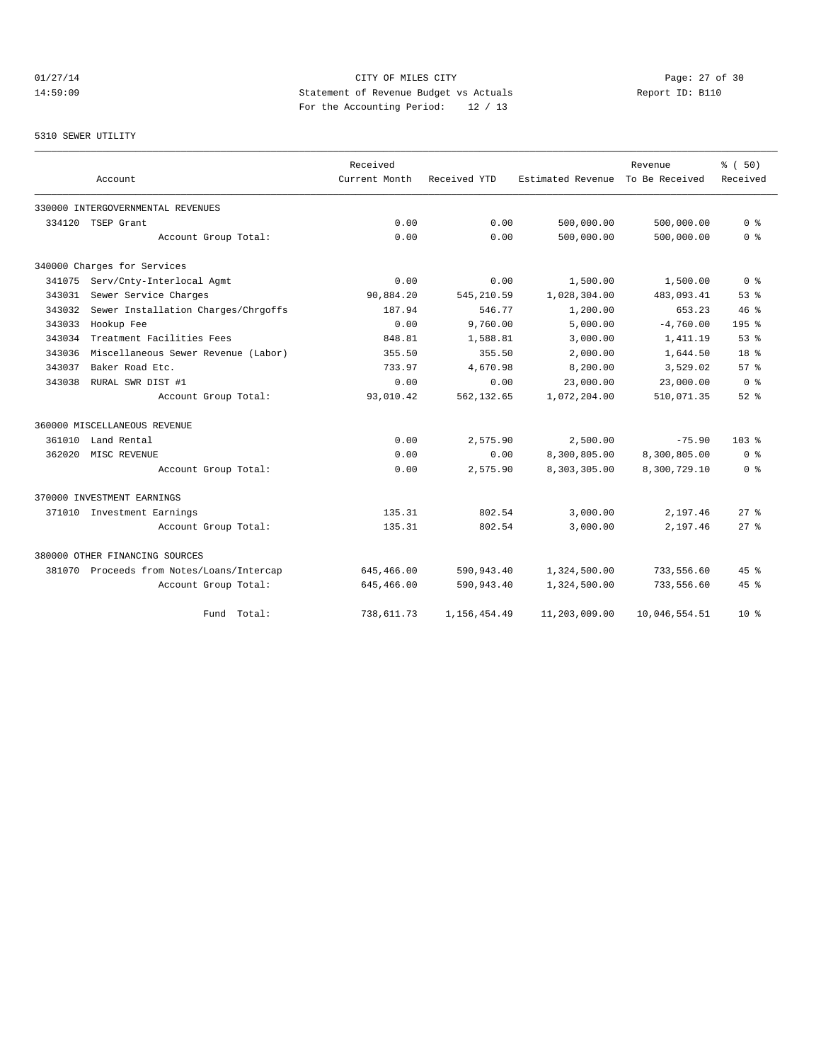CITY OF MILES CITY

Statement of Revenue Budget vs Actuals

For the Accounting Period: 12 / 13

01/27/14 14:59:09

Report ID: B110

5310 SEWER UTILITY

| Account | Received Current Month | Received YTD | Estimated Revenue | Revenue To Be Received | % ( 50) Received |
|---|---|---|---|---|---|
| 330000 INTERGOVERNMENTAL REVENUES | | | | | |
| 334120 TSEP Grant | 0.00 | 0.00 | 500,000.00 | 500,000.00 | 0 % |
| Account Group Total: | 0.00 | 0.00 | 500,000.00 | 500,000.00 | 0 % |
| 340000 Charges for Services | | | | | |
| 341075 Serv/Cnty-Interlocal Agmt | 0.00 | 0.00 | 1,500.00 | 1,500.00 | 0 % |
| 343031 Sewer Service Charges | 90,884.20 | 545,210.59 | 1,028,304.00 | 483,093.41 | 53 % |
| 343032 Sewer Installation Charges/Chrgoffs | 187.94 | 546.77 | 1,200.00 | 653.23 | 46 % |
| 343033 Hookup Fee | 0.00 | 9,760.00 | 5,000.00 | -4,760.00 | 195 % |
| 343034 Treatment Facilities Fees | 848.81 | 1,588.81 | 3,000.00 | 1,411.19 | 53 % |
| 343036 Miscellaneous Sewer Revenue (Labor) | 355.50 | 355.50 | 2,000.00 | 1,644.50 | 18 % |
| 343037 Baker Road Etc. | 733.97 | 4,670.98 | 8,200.00 | 3,529.02 | 57 % |
| 343038 RURAL SWR DIST #1 | 0.00 | 0.00 | 23,000.00 | 23,000.00 | 0 % |
| Account Group Total: | 93,010.42 | 562,132.65 | 1,072,204.00 | 510,071.35 | 52 % |
| 360000 MISCELLANEOUS REVENUE | | | | | |
| 361010 Land Rental | 0.00 | 2,575.90 | 2,500.00 | -75.90 | 103 % |
| 362020 MISC REVENUE | 0.00 | 0.00 | 8,300,805.00 | 8,300,805.00 | 0 % |
| Account Group Total: | 0.00 | 2,575.90 | 8,303,305.00 | 8,300,729.10 | 0 % |
| 370000 INVESTMENT EARNINGS | | | | | |
| 371010 Investment Earnings | 135.31 | 802.54 | 3,000.00 | 2,197.46 | 27 % |
| Account Group Total: | 135.31 | 802.54 | 3,000.00 | 2,197.46 | 27 % |
| 380000 OTHER FINANCING SOURCES | | | | | |
| 381070 Proceeds from Notes/Loans/Intercap | 645,466.00 | 590,943.40 | 1,324,500.00 | 733,556.60 | 45 % |
| Account Group Total: | 645,466.00 | 590,943.40 | 1,324,500.00 | 733,556.60 | 45 % |
| Fund Total: | 738,611.73 | 1,156,454.49 | 11,203,009.00 | 10,046,554.51 | 10 % |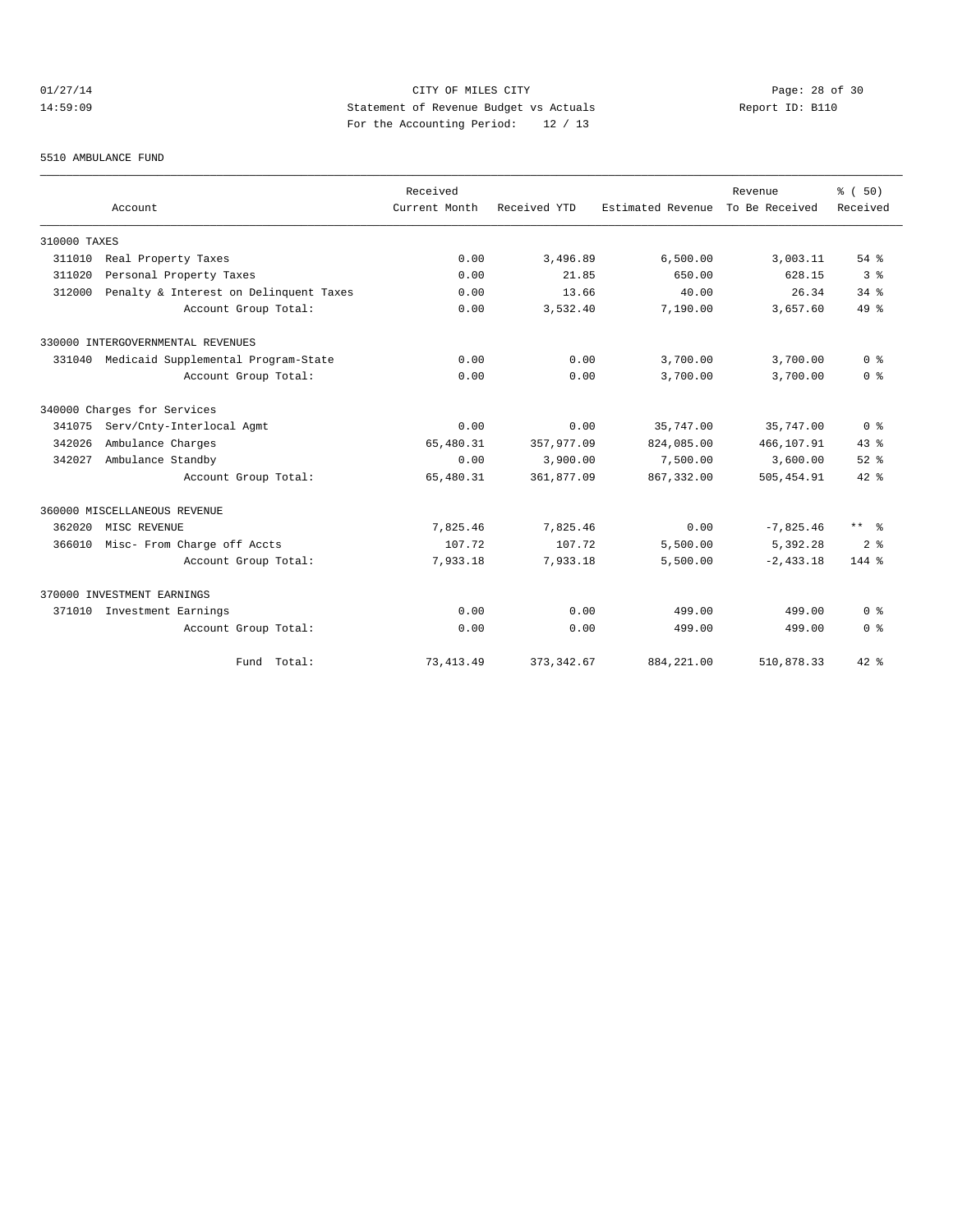CITY OF MILES CITY

Statement of Revenue Budget vs Actuals

For the Accounting Period: 12 / 13

01/27/14 14:59:09 Report ID: B110

5510 AMBULANCE FUND

| Account | Received Current Month | Received YTD | Estimated Revenue | Revenue To Be Received | % ( 50) Received |
|---|---|---|---|---|---|
| 310000 TAXES | | | | | |
| 311010 Real Property Taxes | 0.00 | 3,496.89 | 6,500.00 | 3,003.11 | 54 % |
| 311020 Personal Property Taxes | 0.00 | 21.85 | 650.00 | 628.15 | 3 % |
| 312000 Penalty & Interest on Delinquent Taxes | 0.00 | 13.66 | 40.00 | 26.34 | 34 % |
| Account Group Total: | 0.00 | 3,532.40 | 7,190.00 | 3,657.60 | 49 % |
| 330000 INTERGOVERNMENTAL REVENUES | | | | | |
| 331040 Medicaid Supplemental Program-State | 0.00 | 0.00 | 3,700.00 | 3,700.00 | 0 % |
| Account Group Total: | 0.00 | 0.00 | 3,700.00 | 3,700.00 | 0 % |
| 340000 Charges for Services | | | | | |
| 341075 Serv/Cnty-Interlocal Agmt | 0.00 | 0.00 | 35,747.00 | 35,747.00 | 0 % |
| 342026 Ambulance Charges | 65,480.31 | 357,977.09 | 824,085.00 | 466,107.91 | 43 % |
| 342027 Ambulance Standby | 0.00 | 3,900.00 | 7,500.00 | 3,600.00 | 52 % |
| Account Group Total: | 65,480.31 | 361,877.09 | 867,332.00 | 505,454.91 | 42 % |
| 360000 MISCELLANEOUS REVENUE | | | | | |
| 362020 MISC REVENUE | 7,825.46 | 7,825.46 | 0.00 | -7,825.46 | ** % |
| 366010 Misc- From Charge off Accts | 107.72 | 107.72 | 5,500.00 | 5,392.28 | 2 % |
| Account Group Total: | 7,933.18 | 7,933.18 | 5,500.00 | -2,433.18 | 144 % |
| 370000 INVESTMENT EARNINGS | | | | | |
| 371010 Investment Earnings | 0.00 | 0.00 | 499.00 | 499.00 | 0 % |
| Account Group Total: | 0.00 | 0.00 | 499.00 | 499.00 | 0 % |
| Fund Total: | 73,413.49 | 373,342.67 | 884,221.00 | 510,878.33 | 42 % |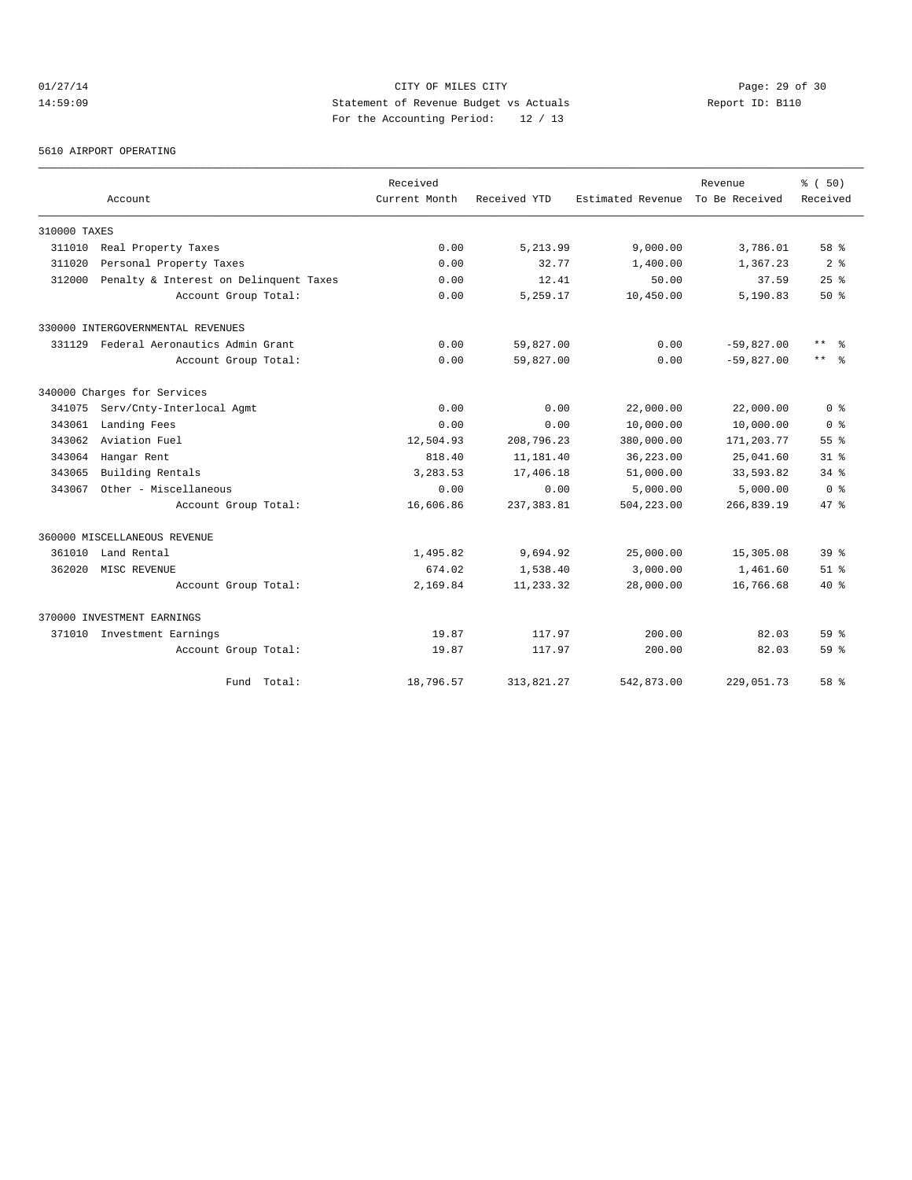CITY OF MILES CITY
Statement of Revenue Budget vs Actuals
For the Accounting Period: 12 / 13

01/27/14
14:59:09

Report ID: B110

5610 AIRPORT OPERATING

| Account | Received Current Month | Received YTD | Estimated Revenue | Revenue To Be Received | % ( 50) Received |
|---|---|---|---|---|---|
| 310000 TAXES | | | | | |
| 311010 Real Property Taxes | 0.00 | 5,213.99 | 9,000.00 | 3,786.01 | 58 % |
| 311020 Personal Property Taxes | 0.00 | 32.77 | 1,400.00 | 1,367.23 | 2 % |
| 312000 Penalty & Interest on Delinquent Taxes | 0.00 | 12.41 | 50.00 | 37.59 | 25 % |
| Account Group Total: | 0.00 | 5,259.17 | 10,450.00 | 5,190.83 | 50 % |
| 330000 INTERGOVERNMENTAL REVENUES | | | | | |
| 331129 Federal Aeronautics Admin Grant | 0.00 | 59,827.00 | 0.00 | -59,827.00 | ** % |
| Account Group Total: | 0.00 | 59,827.00 | 0.00 | -59,827.00 | ** % |
| 340000 Charges for Services | | | | | |
| 341075 Serv/Cnty-Interlocal Agmt | 0.00 | 0.00 | 22,000.00 | 22,000.00 | 0 % |
| 343061 Landing Fees | 0.00 | 0.00 | 10,000.00 | 10,000.00 | 0 % |
| 343062 Aviation Fuel | 12,504.93 | 208,796.23 | 380,000.00 | 171,203.77 | 55 % |
| 343064 Hangar Rent | 818.40 | 11,181.40 | 36,223.00 | 25,041.60 | 31 % |
| 343065 Building Rentals | 3,283.53 | 17,406.18 | 51,000.00 | 33,593.82 | 34 % |
| 343067 Other - Miscellaneous | 0.00 | 0.00 | 5,000.00 | 5,000.00 | 0 % |
| Account Group Total: | 16,606.86 | 237,383.81 | 504,223.00 | 266,839.19 | 47 % |
| 360000 MISCELLANEOUS REVENUE | | | | | |
| 361010 Land Rental | 1,495.82 | 9,694.92 | 25,000.00 | 15,305.08 | 39 % |
| 362020 MISC REVENUE | 674.02 | 1,538.40 | 3,000.00 | 1,461.60 | 51 % |
| Account Group Total: | 2,169.84 | 11,233.32 | 28,000.00 | 16,766.68 | 40 % |
| 370000 INVESTMENT EARNINGS | | | | | |
| 371010 Investment Earnings | 19.87 | 117.97 | 200.00 | 82.03 | 59 % |
| Account Group Total: | 19.87 | 117.97 | 200.00 | 82.03 | 59 % |
| Fund Total: | 18,796.57 | 313,821.27 | 542,873.00 | 229,051.73 | 58 % |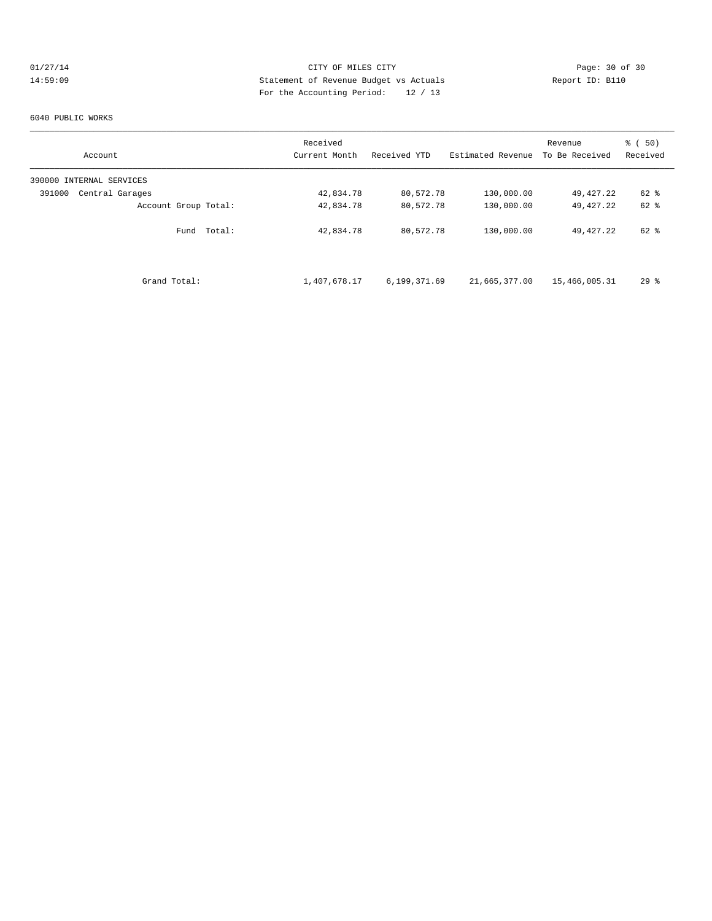CITY OF MILES CITY
Statement of Revenue Budget vs Actuals
For the Accounting Period: 12 / 13

01/27/14
14:59:09

Report ID: B110

6040 PUBLIC WORKS

| Account | Received Current Month | Received YTD | Estimated Revenue | Revenue To Be Received | % ( 50) Received |
|---|---|---|---|---|---|
| 390000 INTERNAL SERVICES | | | | | |
| 391000 Central Garages | 42,834.78 | 80,572.78 | 130,000.00 | 49,427.22 | 62 % |
| Account Group Total: | 42,834.78 | 80,572.78 | 130,000.00 | 49,427.22 | 62 % |
| Fund Total: | 42,834.78 | 80,572.78 | 130,000.00 | 49,427.22 | 62 % |
| Grand Total: | 1,407,678.17 | 6,199,371.69 | 21,665,377.00 | 15,466,005.31 | 29 % |